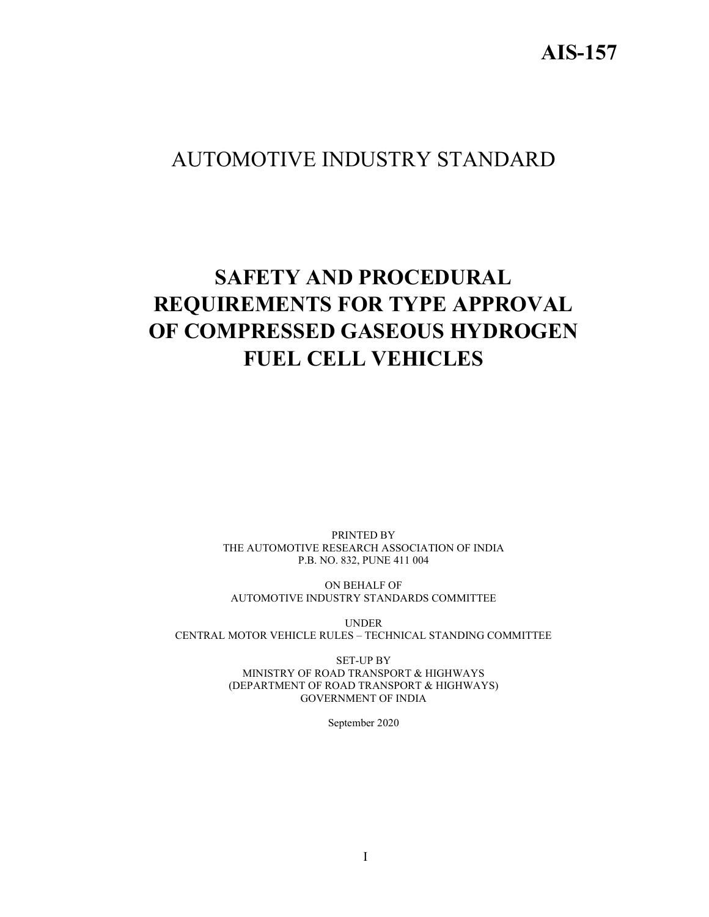# AIS-157

## AUTOMOTIVE INDUSTRY STANDARD

# SAFETY AND PROCEDURAL REQUIREMENTS FOR TYPE APPROVAL OF COMPRESSED GASEOUS HYDROGEN FUEL CELL VEHICLES

PRINTED BY
THE AUTOMOTIVE RESEARCH ASSOCIATION OF INDIA
P.B. NO. 832, PUNE 411 004

ON BEHALF OF
AUTOMOTIVE INDUSTRY STANDARDS COMMITTEE

UNDER
CENTRAL MOTOR VEHICLE RULES – TECHNICAL STANDING COMMITTEE

SET-UP BY
MINISTRY OF ROAD TRANSPORT & HIGHWAYS
(DEPARTMENT OF ROAD TRANSPORT & HIGHWAYS)
GOVERNMENT OF INDIA

September 2020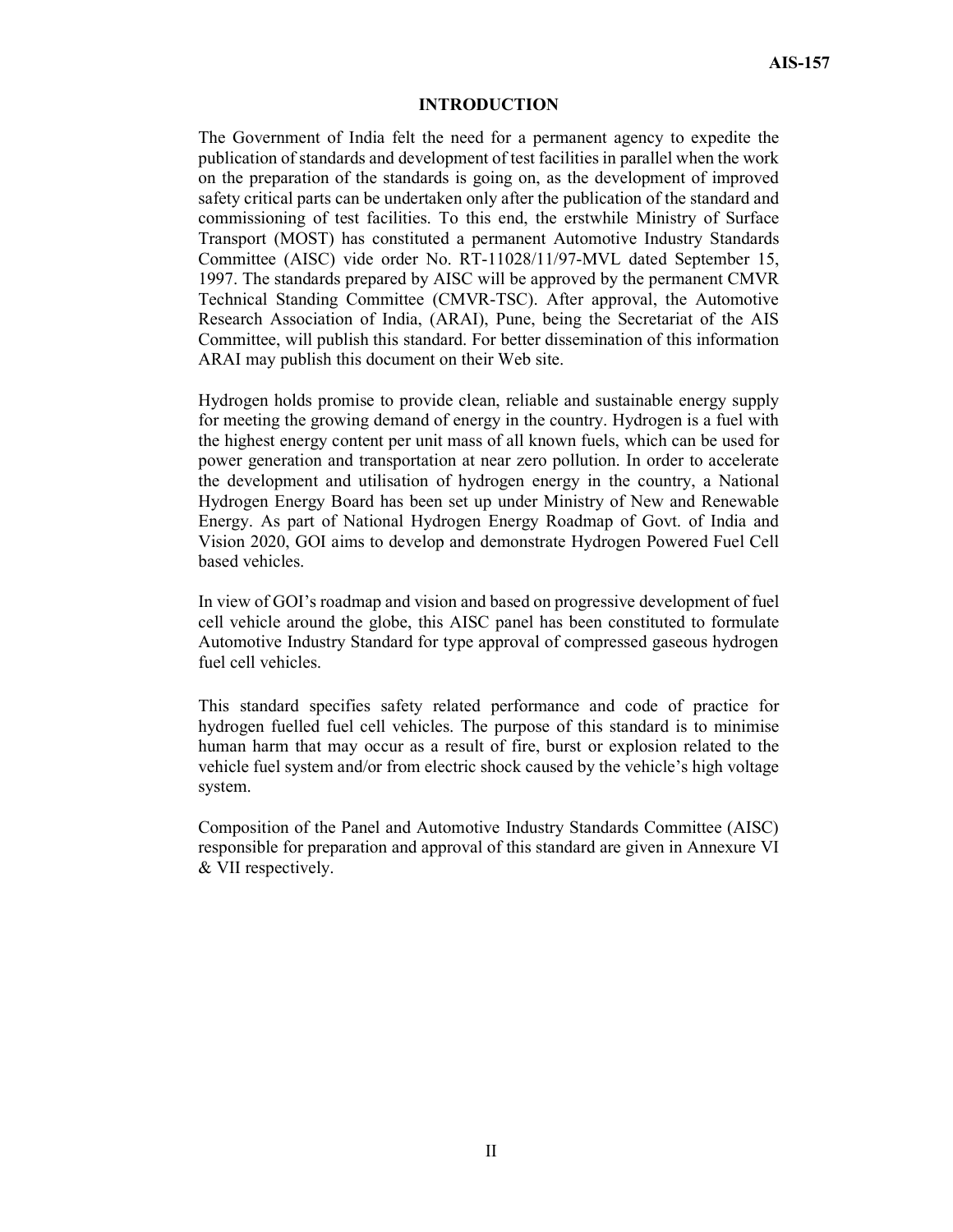## INTRODUCTION

The Government of India felt the need for a permanent agency to expedite the publication of standards and development of test facilities in parallel when the work on the preparation of the standards is going on, as the development of improved safety critical parts can be undertaken only after the publication of the standard and commissioning of test facilities. To this end, the erstwhile Ministry of Surface Transport (MOST) has constituted a permanent Automotive Industry Standards Committee (AISC) vide order No. RT-11028/11/97-MVL dated September 15, 1997. The standards prepared by AISC will be approved by the permanent CMVR Technical Standing Committee (CMVR-TSC). After approval, the Automotive Research Association of India, (ARAI), Pune, being the Secretariat of the AIS Committee, will publish this standard. For better dissemination of this information ARAI may publish this document on their Web site.

Hydrogen holds promise to provide clean, reliable and sustainable energy supply for meeting the growing demand of energy in the country. Hydrogen is a fuel with the highest energy content per unit mass of all known fuels, which can be used for power generation and transportation at near zero pollution. In order to accelerate the development and utilisation of hydrogen energy in the country, a National Hydrogen Energy Board has been set up under Ministry of New and Renewable Energy. As part of National Hydrogen Energy Roadmap of Govt. of India and Vision 2020, GOI aims to develop and demonstrate Hydrogen Powered Fuel Cell based vehicles.

In view of GOI's roadmap and vision and based on progressive development of fuel cell vehicle around the globe, this AISC panel has been constituted to formulate Automotive Industry Standard for type approval of compressed gaseous hydrogen fuel cell vehicles.

This standard specifies safety related performance and code of practice for hydrogen fuelled fuel cell vehicles. The purpose of this standard is to minimise human harm that may occur as a result of fire, burst or explosion related to the vehicle fuel system and/or from electric shock caused by the vehicle's high voltage system.

Composition of the Panel and Automotive Industry Standards Committee (AISC) responsible for preparation and approval of this standard are given in Annexure VI & VII respectively.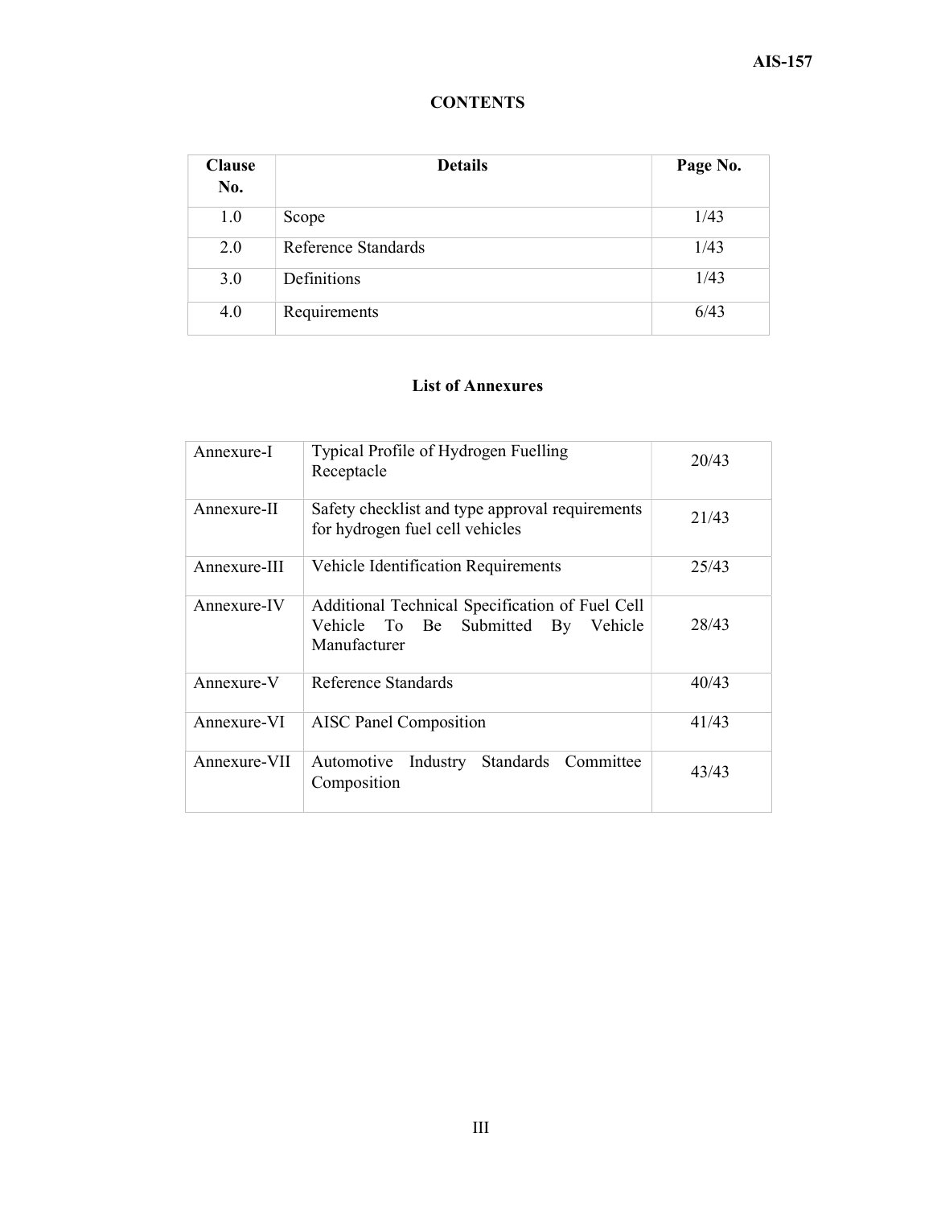# CONTENTS

| Clause No. | Details | Page No. |
|---|---|---|
| 1.0 | Scope | 1/43 |
| 2.0 | Reference Standards | 1/43 |
| 3.0 | Definitions | 1/43 |
| 4.0 | Requirements | 6/43 |

## List of Annexures

| | | |
|---|---|---|
| Annexure-I | Typical Profile of Hydrogen Fuelling Receptacle | 20/43 |
| Annexure-II | Safety checklist and type approval requirements for hydrogen fuel cell vehicles | 21/43 |
| Annexure-III | Vehicle Identification Requirements | 25/43 |
| Annexure-IV | Additional Technical Specification of Fuel Cell Vehicle To Be Submitted By Vehicle Manufacturer | 28/43 |
| Annexure-V | Reference Standards | 40/43 |
| Annexure-VI | AISC Panel Composition | 41/43 |
| Annexure-VII | Automotive Industry Standards Committee Composition | 43/43 |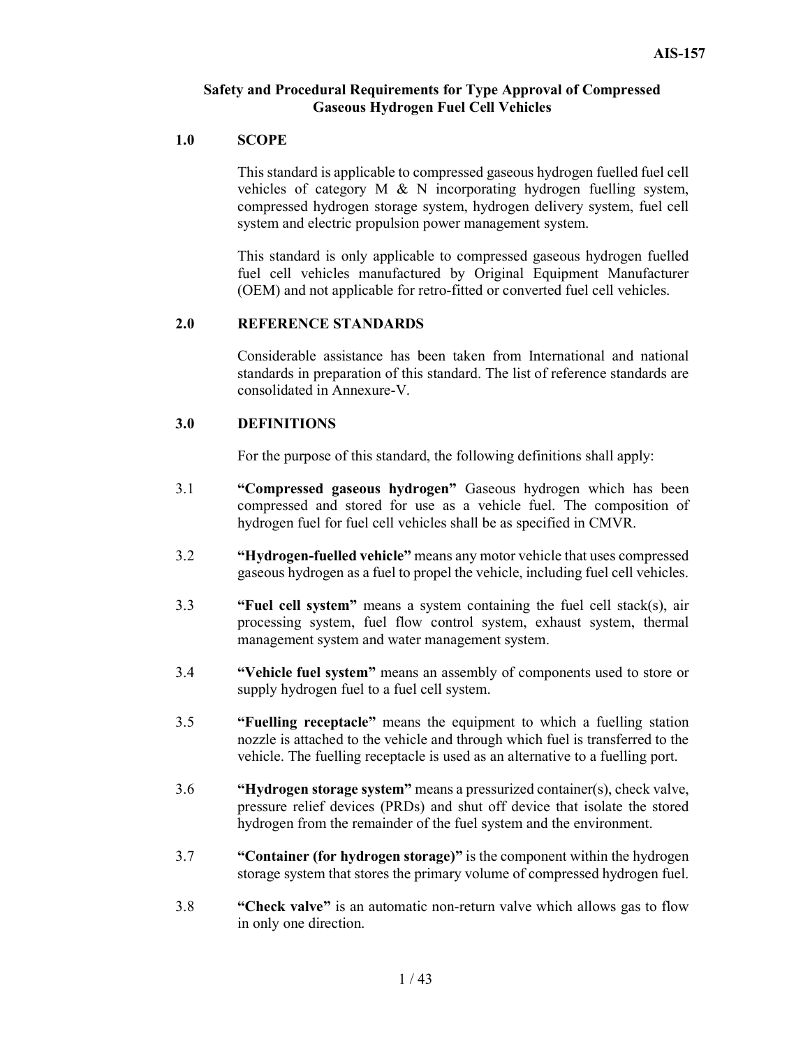**Safety and Procedural Requirements for Type Approval of Compressed Gaseous Hydrogen Fuel Cell Vehicles**

## 1.0 SCOPE

This standard is applicable to compressed gaseous hydrogen fuelled fuel cell vehicles of category M & N incorporating hydrogen fuelling system, compressed hydrogen storage system, hydrogen delivery system, fuel cell system and electric propulsion power management system.

This standard is only applicable to compressed gaseous hydrogen fuelled fuel cell vehicles manufactured by Original Equipment Manufacturer (OEM) and not applicable for retro-fitted or converted fuel cell vehicles.

## 2.0 REFERENCE STANDARDS

Considerable assistance has been taken from International and national standards in preparation of this standard. The list of reference standards are consolidated in Annexure-V.

## 3.0 DEFINITIONS

For the purpose of this standard, the following definitions shall apply:

3.1 **"Compressed gaseous hydrogen"** Gaseous hydrogen which has been compressed and stored for use as a vehicle fuel. The composition of hydrogen fuel for fuel cell vehicles shall be as specified in CMVR.

3.2 **"Hydrogen-fuelled vehicle"** means any motor vehicle that uses compressed gaseous hydrogen as a fuel to propel the vehicle, including fuel cell vehicles.

3.3 **"Fuel cell system"** means a system containing the fuel cell stack(s), air processing system, fuel flow control system, exhaust system, thermal management system and water management system.

3.4 **"Vehicle fuel system"** means an assembly of components used to store or supply hydrogen fuel to a fuel cell system.

3.5 **"Fuelling receptacle"** means the equipment to which a fuelling station nozzle is attached to the vehicle and through which fuel is transferred to the vehicle. The fuelling receptacle is used as an alternative to a fuelling port.

3.6 **"Hydrogen storage system"** means a pressurized container(s), check valve, pressure relief devices (PRDs) and shut off device that isolate the stored hydrogen from the remainder of the fuel system and the environment.

3.7 **"Container (for hydrogen storage)"** is the component within the hydrogen storage system that stores the primary volume of compressed hydrogen fuel.

3.8 **"Check valve"** is an automatic non-return valve which allows gas to flow in only one direction.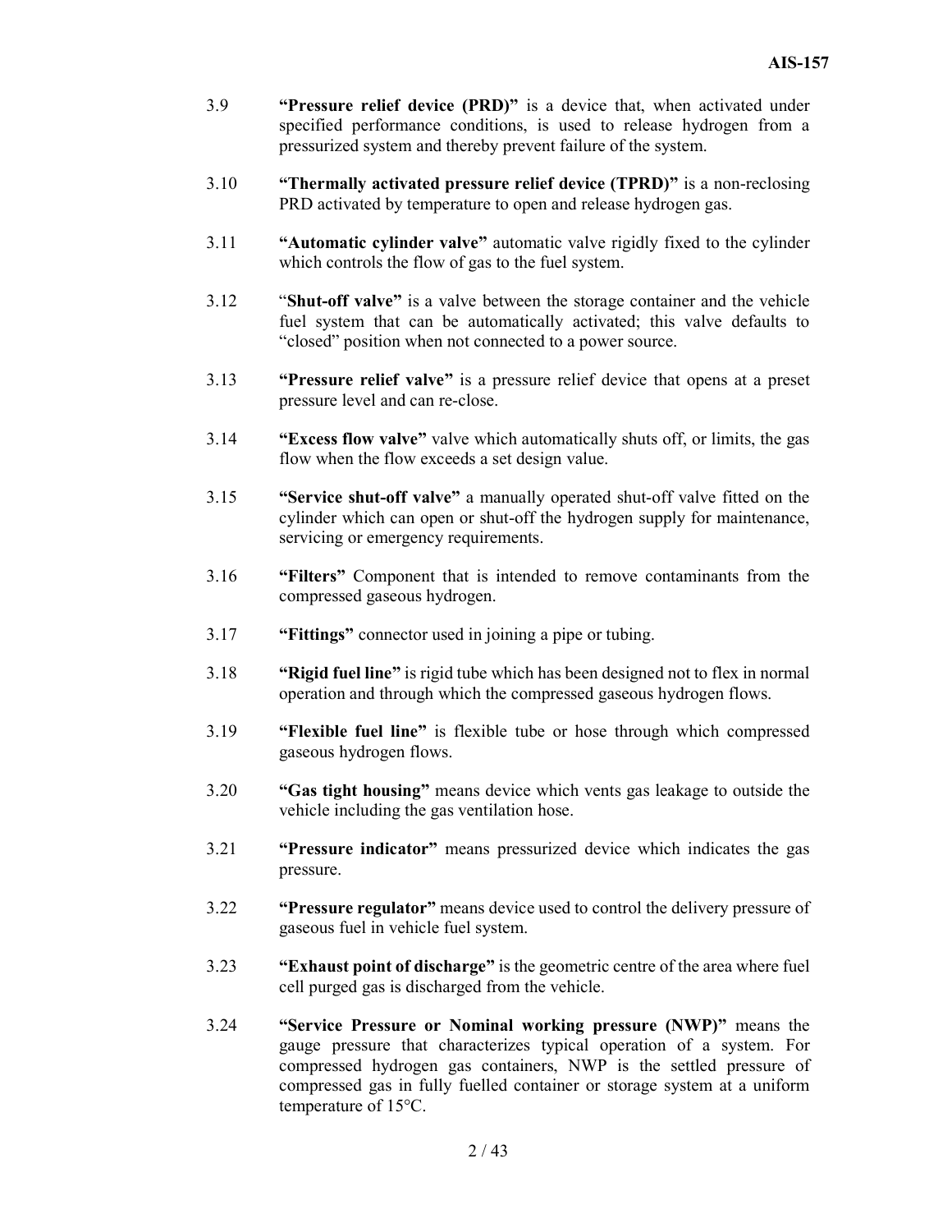3.9 **"Pressure relief device (PRD)"** is a device that, when activated under specified performance conditions, is used to release hydrogen from a pressurized system and thereby prevent failure of the system.

3.10 **"Thermally activated pressure relief device (TPRD)"** is a non-reclosing PRD activated by temperature to open and release hydrogen gas.

3.11 **"Automatic cylinder valve"** automatic valve rigidly fixed to the cylinder which controls the flow of gas to the fuel system.

3.12 "**Shut-off valve"** is a valve between the storage container and the vehicle fuel system that can be automatically activated; this valve defaults to "closed" position when not connected to a power source.

3.13 **"Pressure relief valve"** is a pressure relief device that opens at a preset pressure level and can re-close.

3.14 **"Excess flow valve"** valve which automatically shuts off, or limits, the gas flow when the flow exceeds a set design value.

3.15 **"Service shut-off valve"** a manually operated shut-off valve fitted on the cylinder which can open or shut-off the hydrogen supply for maintenance, servicing or emergency requirements.

3.16 **"Filters"** Component that is intended to remove contaminants from the compressed gaseous hydrogen.

3.17 **"Fittings"** connector used in joining a pipe or tubing.

3.18 **"Rigid fuel line"** is rigid tube which has been designed not to flex in normal operation and through which the compressed gaseous hydrogen flows.

3.19 **"Flexible fuel line"** is flexible tube or hose through which compressed gaseous hydrogen flows.

3.20 **"Gas tight housing"** means device which vents gas leakage to outside the vehicle including the gas ventilation hose.

3.21 **"Pressure indicator"** means pressurized device which indicates the gas pressure.

3.22 **"Pressure regulator"** means device used to control the delivery pressure of gaseous fuel in vehicle fuel system.

3.23 **"Exhaust point of discharge"** is the geometric centre of the area where fuel cell purged gas is discharged from the vehicle.

3.24 **"Service Pressure or Nominal working pressure (NWP)"** means the gauge pressure that characterizes typical operation of a system. For compressed hydrogen gas containers, NWP is the settled pressure of compressed gas in fully fuelled container or storage system at a uniform temperature of 15°C.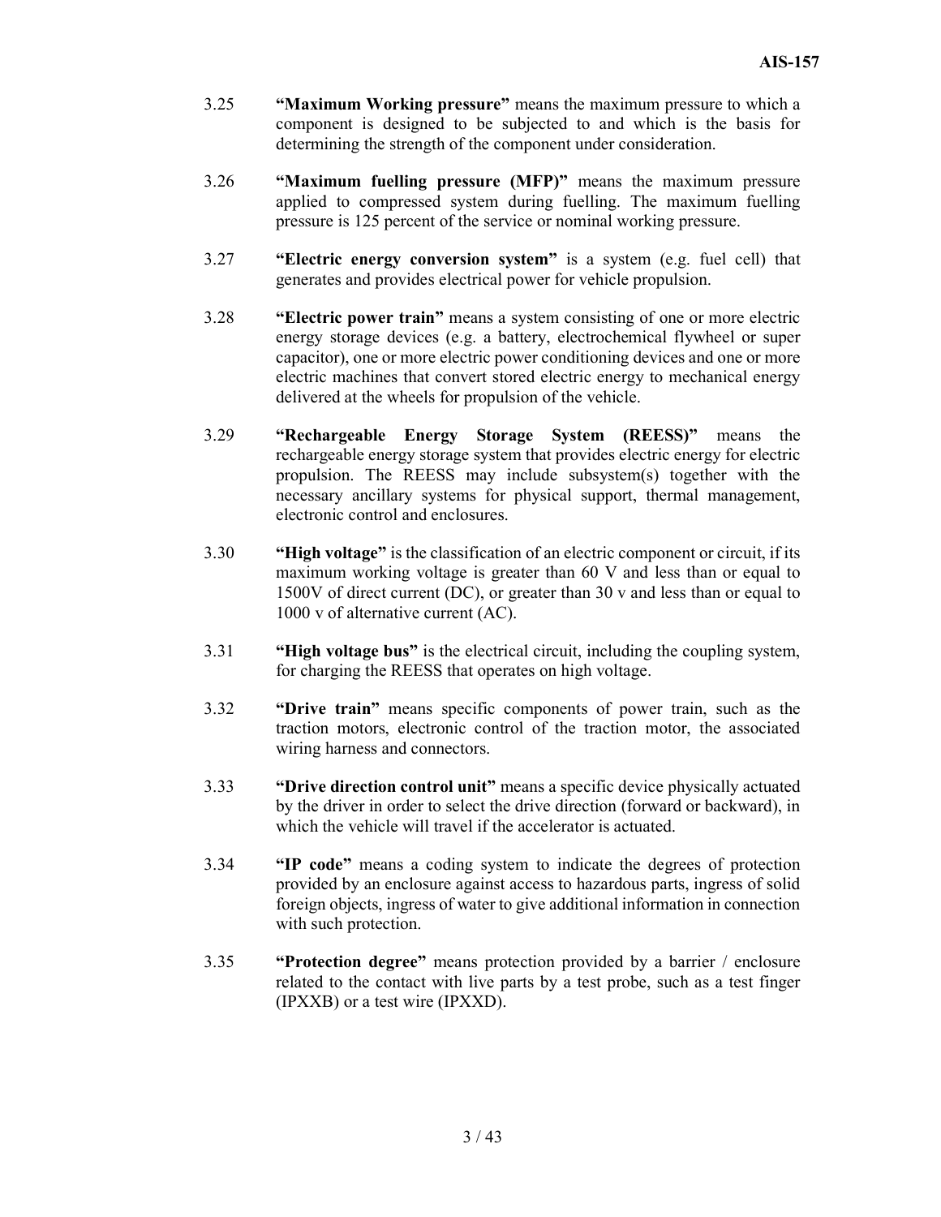3.25 **"Maximum Working pressure"** means the maximum pressure to which a component is designed to be subjected to and which is the basis for determining the strength of the component under consideration.

3.26 **"Maximum fuelling pressure (MFP)"** means the maximum pressure applied to compressed system during fuelling. The maximum fuelling pressure is 125 percent of the service or nominal working pressure.

3.27 **"Electric energy conversion system"** is a system (e.g. fuel cell) that generates and provides electrical power for vehicle propulsion.

3.28 **"Electric power train"** means a system consisting of one or more electric energy storage devices (e.g. a battery, electrochemical flywheel or super capacitor), one or more electric power conditioning devices and one or more electric machines that convert stored electric energy to mechanical energy delivered at the wheels for propulsion of the vehicle.

3.29 **"Rechargeable Energy Storage System (REESS)"** means the rechargeable energy storage system that provides electric energy for electric propulsion. The REESS may include subsystem(s) together with the necessary ancillary systems for physical support, thermal management, electronic control and enclosures.

3.30 **"High voltage"** is the classification of an electric component or circuit, if its maximum working voltage is greater than 60 V and less than or equal to 1500V of direct current (DC), or greater than 30 v and less than or equal to 1000 v of alternative current (AC).

3.31 **"High voltage bus"** is the electrical circuit, including the coupling system, for charging the REESS that operates on high voltage.

3.32 **"Drive train"** means specific components of power train, such as the traction motors, electronic control of the traction motor, the associated wiring harness and connectors.

3.33 **"Drive direction control unit"** means a specific device physically actuated by the driver in order to select the drive direction (forward or backward), in which the vehicle will travel if the accelerator is actuated.

3.34 **"IP code"** means a coding system to indicate the degrees of protection provided by an enclosure against access to hazardous parts, ingress of solid foreign objects, ingress of water to give additional information in connection with such protection.

3.35 **"Protection degree"** means protection provided by a barrier / enclosure related to the contact with live parts by a test probe, such as a test finger (IPXXB) or a test wire (IPXXD).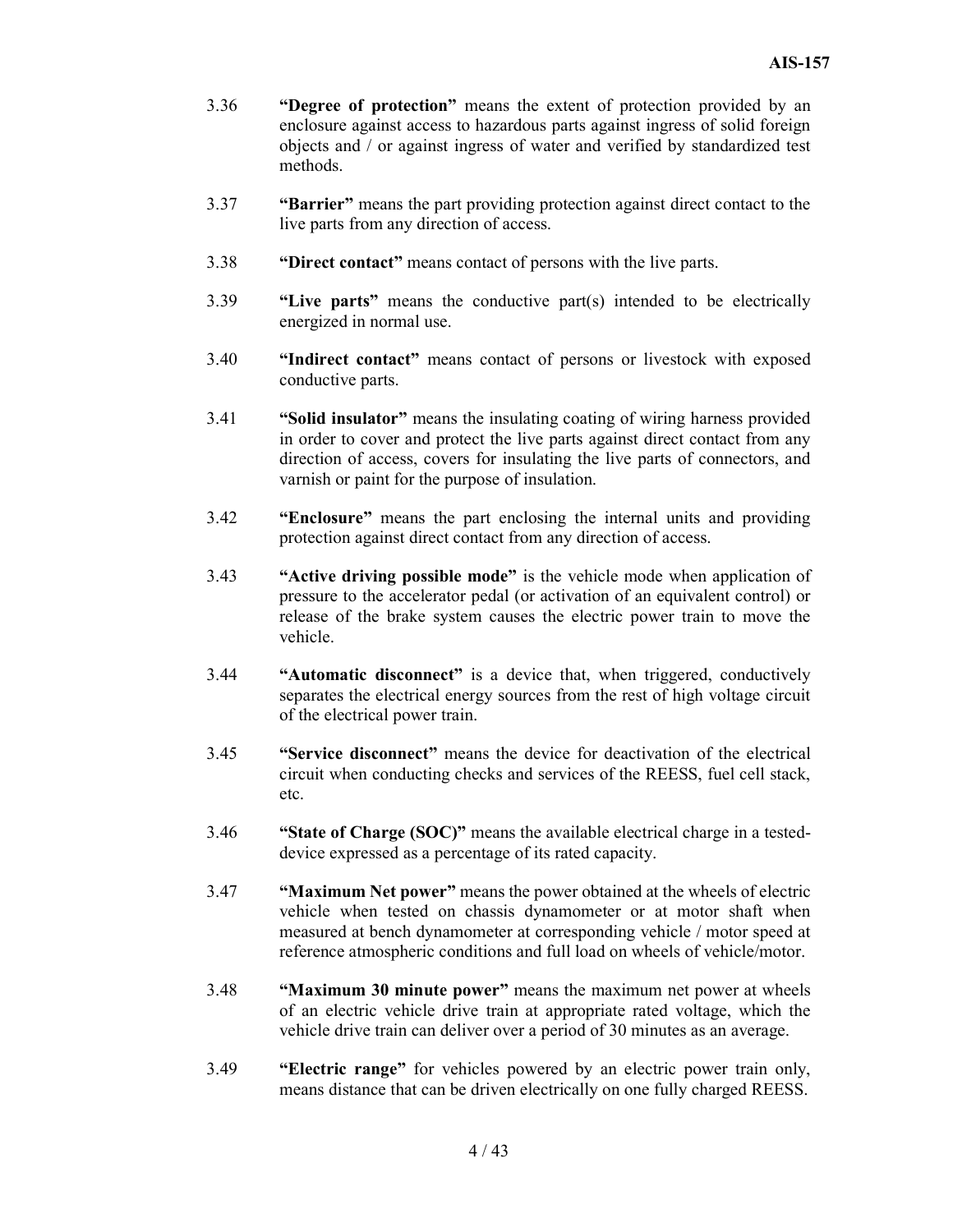3.36 **"Degree of protection"** means the extent of protection provided by an enclosure against access to hazardous parts against ingress of solid foreign objects and / or against ingress of water and verified by standardized test methods.

3.37 **"Barrier"** means the part providing protection against direct contact to the live parts from any direction of access.

3.38 **"Direct contact"** means contact of persons with the live parts.

3.39 **"Live parts"** means the conductive part(s) intended to be electrically energized in normal use.

3.40 **"Indirect contact"** means contact of persons or livestock with exposed conductive parts.

3.41 **"Solid insulator"** means the insulating coating of wiring harness provided in order to cover and protect the live parts against direct contact from any direction of access, covers for insulating the live parts of connectors, and varnish or paint for the purpose of insulation.

3.42 **"Enclosure"** means the part enclosing the internal units and providing protection against direct contact from any direction of access.

3.43 **"Active driving possible mode"** is the vehicle mode when application of pressure to the accelerator pedal (or activation of an equivalent control) or release of the brake system causes the electric power train to move the vehicle.

3.44 **"Automatic disconnect"** is a device that, when triggered, conductively separates the electrical energy sources from the rest of high voltage circuit of the electrical power train.

3.45 **"Service disconnect"** means the device for deactivation of the electrical circuit when conducting checks and services of the REESS, fuel cell stack, etc.

3.46 **"State of Charge (SOC)"** means the available electrical charge in a tested-device expressed as a percentage of its rated capacity.

3.47 **"Maximum Net power"** means the power obtained at the wheels of electric vehicle when tested on chassis dynamometer or at motor shaft when measured at bench dynamometer at corresponding vehicle / motor speed at reference atmospheric conditions and full load on wheels of vehicle/motor.

3.48 **"Maximum 30 minute power"** means the maximum net power at wheels of an electric vehicle drive train at appropriate rated voltage, which the vehicle drive train can deliver over a period of 30 minutes as an average.

3.49 **"Electric range"** for vehicles powered by an electric power train only, means distance that can be driven electrically on one fully charged REESS.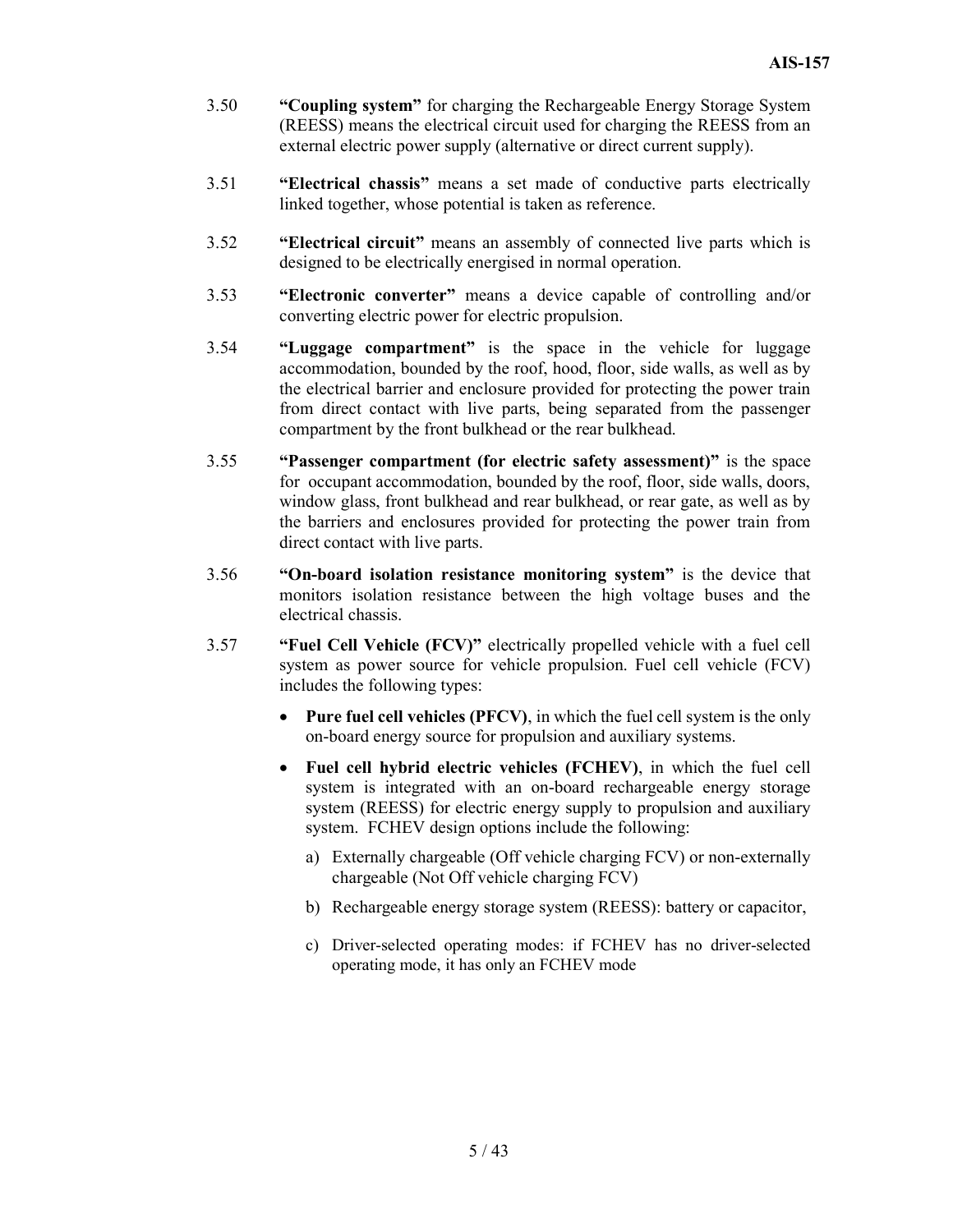3.50 **"Coupling system"** for charging the Rechargeable Energy Storage System (REESS) means the electrical circuit used for charging the REESS from an external electric power supply (alternative or direct current supply).

3.51 **"Electrical chassis"** means a set made of conductive parts electrically linked together, whose potential is taken as reference.

3.52 **"Electrical circuit"** means an assembly of connected live parts which is designed to be electrically energised in normal operation.

3.53 **"Electronic converter"** means a device capable of controlling and/or converting electric power for electric propulsion.

3.54 **"Luggage compartment"** is the space in the vehicle for luggage accommodation, bounded by the roof, hood, floor, side walls, as well as by the electrical barrier and enclosure provided for protecting the power train from direct contact with live parts, being separated from the passenger compartment by the front bulkhead or the rear bulkhead.

3.55 **"Passenger compartment (for electric safety assessment)"** is the space for occupant accommodation, bounded by the roof, floor, side walls, doors, window glass, front bulkhead and rear bulkhead, or rear gate, as well as by the barriers and enclosures provided for protecting the power train from direct contact with live parts.

3.56 **"On-board isolation resistance monitoring system"** is the device that monitors isolation resistance between the high voltage buses and the electrical chassis.

3.57 **"Fuel Cell Vehicle (FCV)"** electrically propelled vehicle with a fuel cell system as power source for vehicle propulsion. Fuel cell vehicle (FCV) includes the following types:

- **Pure fuel cell vehicles (PFCV)**, in which the fuel cell system is the only on-board energy source for propulsion and auxiliary systems.
- **Fuel cell hybrid electric vehicles (FCHEV)**, in which the fuel cell system is integrated with an on-board rechargeable energy storage system (REESS) for electric energy supply to propulsion and auxiliary system. FCHEV design options include the following:

  a) Externally chargeable (Off vehicle charging FCV) or non-externally chargeable (Not Off vehicle charging FCV)

  b) Rechargeable energy storage system (REESS): battery or capacitor,

  c) Driver-selected operating modes: if FCHEV has no driver-selected operating mode, it has only an FCHEV mode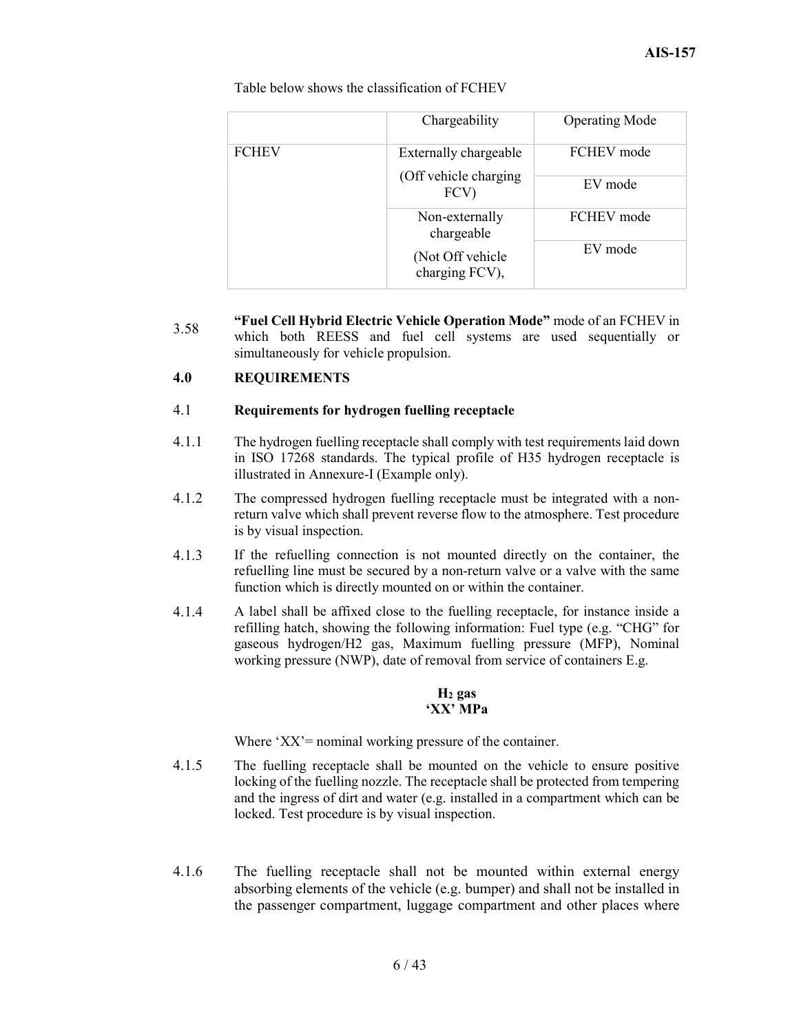Table below shows the classification of FCHEV

| | Chargeability | Operating Mode |
|---|---|---|
| FCHEV | Externally chargeable (Off vehicle charging FCV) | FCHEV mode |
| | | EV mode |
| | Non-externally chargeable (Not Off vehicle charging FCV), | FCHEV mode |
| | | EV mode |

3.58 **"Fuel Cell Hybrid Electric Vehicle Operation Mode"** mode of an FCHEV in which both REESS and fuel cell systems are used sequentially or simultaneously for vehicle propulsion.

## 4.0 REQUIREMENTS

### 4.1 Requirements for hydrogen fuelling receptacle

4.1.1 The hydrogen fuelling receptacle shall comply with test requirements laid down in ISO 17268 standards. The typical profile of H35 hydrogen receptacle is illustrated in Annexure-I (Example only).

4.1.2 The compressed hydrogen fuelling receptacle must be integrated with a non-return valve which shall prevent reverse flow to the atmosphere. Test procedure is by visual inspection.

4.1.3 If the refuelling connection is not mounted directly on the container, the refuelling line must be secured by a non-return valve or a valve with the same function which is directly mounted on or within the container.

4.1.4 A label shall be affixed close to the fuelling receptacle, for instance inside a refilling hatch, showing the following information: Fuel type (e.g. "CHG" for gaseous hydrogen/H2 gas, Maximum fuelling pressure (MFP), Nominal working pressure (NWP), date of removal from service of containers E.g.

**$H_2$ gas**
**'XX' MPa**

Where 'XX'= nominal working pressure of the container.

4.1.5 The fuelling receptacle shall be mounted on the vehicle to ensure positive locking of the fuelling nozzle. The receptacle shall be protected from tempering and the ingress of dirt and water (e.g. installed in a compartment which can be locked. Test procedure is by visual inspection.

4.1.6 The fuelling receptacle shall not be mounted within external energy absorbing elements of the vehicle (e.g. bumper) and shall not be installed in the passenger compartment, luggage compartment and other places where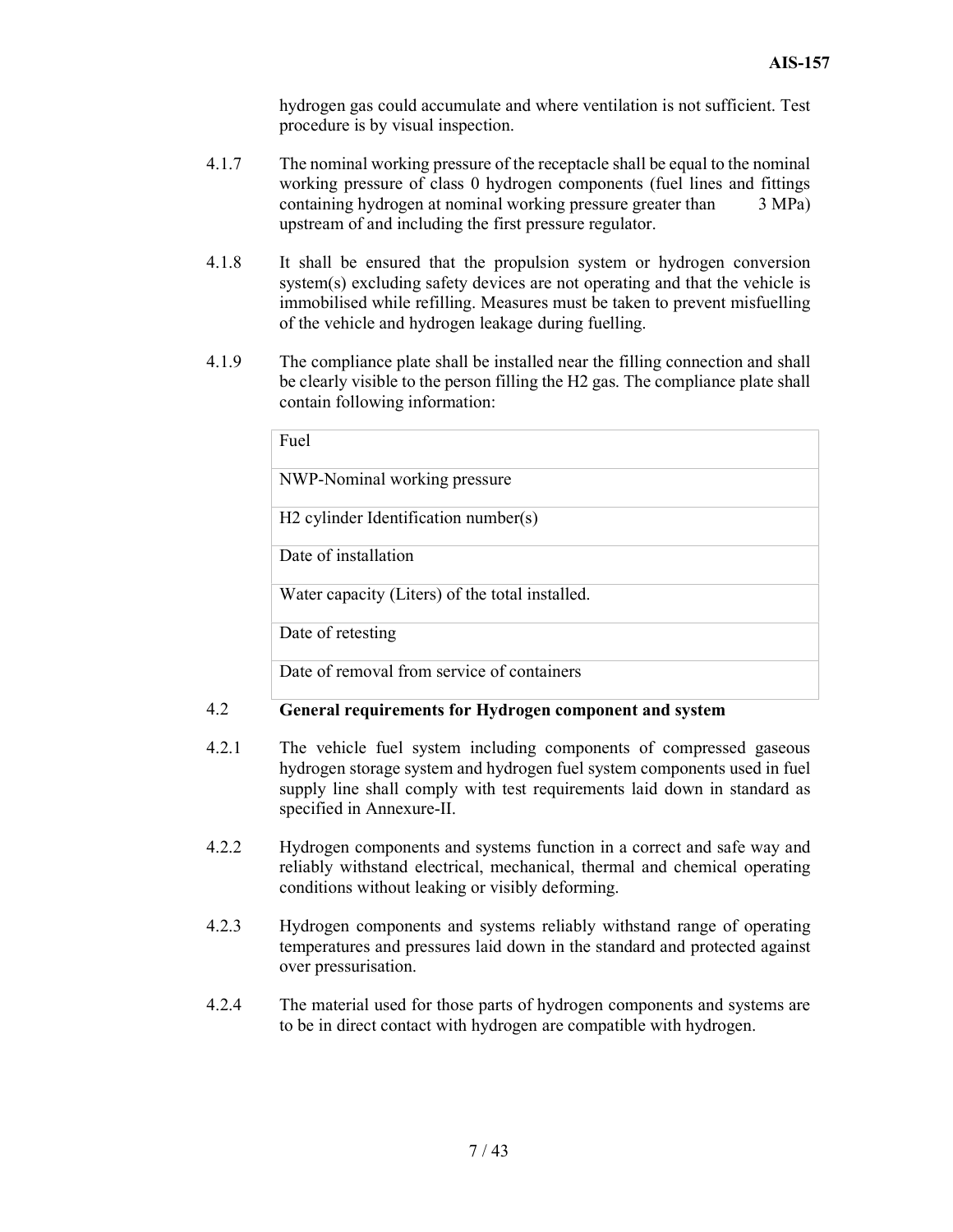hydrogen gas could accumulate and where ventilation is not sufficient. Test procedure is by visual inspection.

4.1.7 The nominal working pressure of the receptacle shall be equal to the nominal working pressure of class 0 hydrogen components (fuel lines and fittings containing hydrogen at nominal working pressure greater than 3 MPa) upstream of and including the first pressure regulator.

4.1.8 It shall be ensured that the propulsion system or hydrogen conversion system(s) excluding safety devices are not operating and that the vehicle is immobilised while refilling. Measures must be taken to prevent misfuelling of the vehicle and hydrogen leakage during fuelling.

4.1.9 The compliance plate shall be installed near the filling connection and shall be clearly visible to the person filling the H2 gas. The compliance plate shall contain following information:

| Fuel |
| --- |
| NWP-Nominal working pressure |
| H2 cylinder Identification number(s) |
| Date of installation |
| Water capacity (Liters) of the total installed. |
| Date of retesting |
| Date of removal from service of containers |

## 4.2 General requirements for Hydrogen component and system

4.2.1 The vehicle fuel system including components of compressed gaseous hydrogen storage system and hydrogen fuel system components used in fuel supply line shall comply with test requirements laid down in standard as specified in Annexure-II.

4.2.2 Hydrogen components and systems function in a correct and safe way and reliably withstand electrical, mechanical, thermal and chemical operating conditions without leaking or visibly deforming.

4.2.3 Hydrogen components and systems reliably withstand range of operating temperatures and pressures laid down in the standard and protected against over pressurisation.

4.2.4 The material used for those parts of hydrogen components and systems are to be in direct contact with hydrogen are compatible with hydrogen.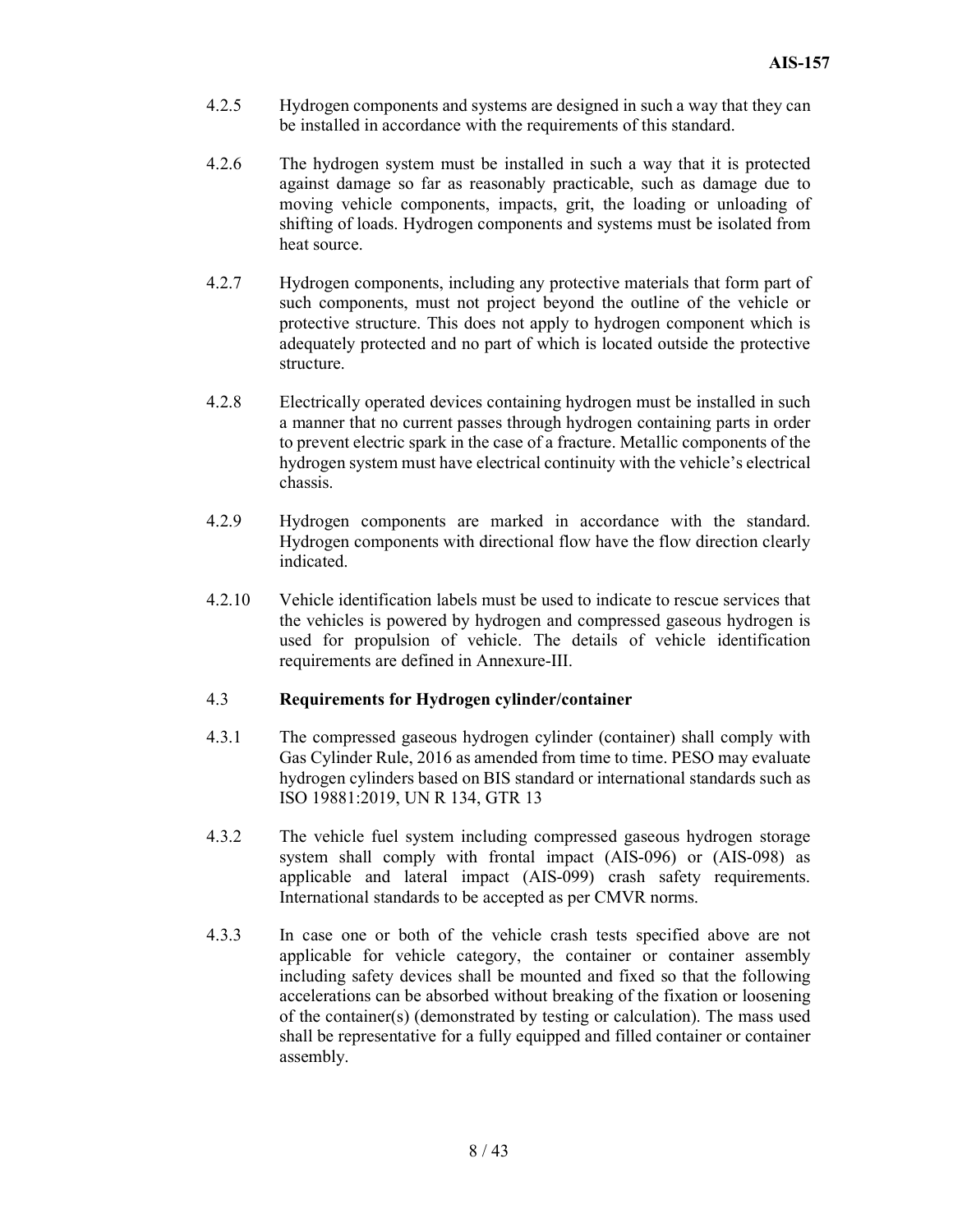4.2.5 Hydrogen components and systems are designed in such a way that they can be installed in accordance with the requirements of this standard.

4.2.6 The hydrogen system must be installed in such a way that it is protected against damage so far as reasonably practicable, such as damage due to moving vehicle components, impacts, grit, the loading or unloading of shifting of loads. Hydrogen components and systems must be isolated from heat source.

4.2.7 Hydrogen components, including any protective materials that form part of such components, must not project beyond the outline of the vehicle or protective structure. This does not apply to hydrogen component which is adequately protected and no part of which is located outside the protective structure.

4.2.8 Electrically operated devices containing hydrogen must be installed in such a manner that no current passes through hydrogen containing parts in order to prevent electric spark in the case of a fracture. Metallic components of the hydrogen system must have electrical continuity with the vehicle's electrical chassis.

4.2.9 Hydrogen components are marked in accordance with the standard. Hydrogen components with directional flow have the flow direction clearly indicated.

4.2.10 Vehicle identification labels must be used to indicate to rescue services that the vehicles is powered by hydrogen and compressed gaseous hydrogen is used for propulsion of vehicle. The details of vehicle identification requirements are defined in Annexure-III.

### 4.3 Requirements for Hydrogen cylinder/container

4.3.1 The compressed gaseous hydrogen cylinder (container) shall comply with Gas Cylinder Rule, 2016 as amended from time to time. PESO may evaluate hydrogen cylinders based on BIS standard or international standards such as ISO 19881:2019, UN R 134, GTR 13

4.3.2 The vehicle fuel system including compressed gaseous hydrogen storage system shall comply with frontal impact (AIS-096) or (AIS-098) as applicable and lateral impact (AIS-099) crash safety requirements. International standards to be accepted as per CMVR norms.

4.3.3 In case one or both of the vehicle crash tests specified above are not applicable for vehicle category, the container or container assembly including safety devices shall be mounted and fixed so that the following accelerations can be absorbed without breaking of the fixation or loosening of the container(s) (demonstrated by testing or calculation). The mass used shall be representative for a fully equipped and filled container or container assembly.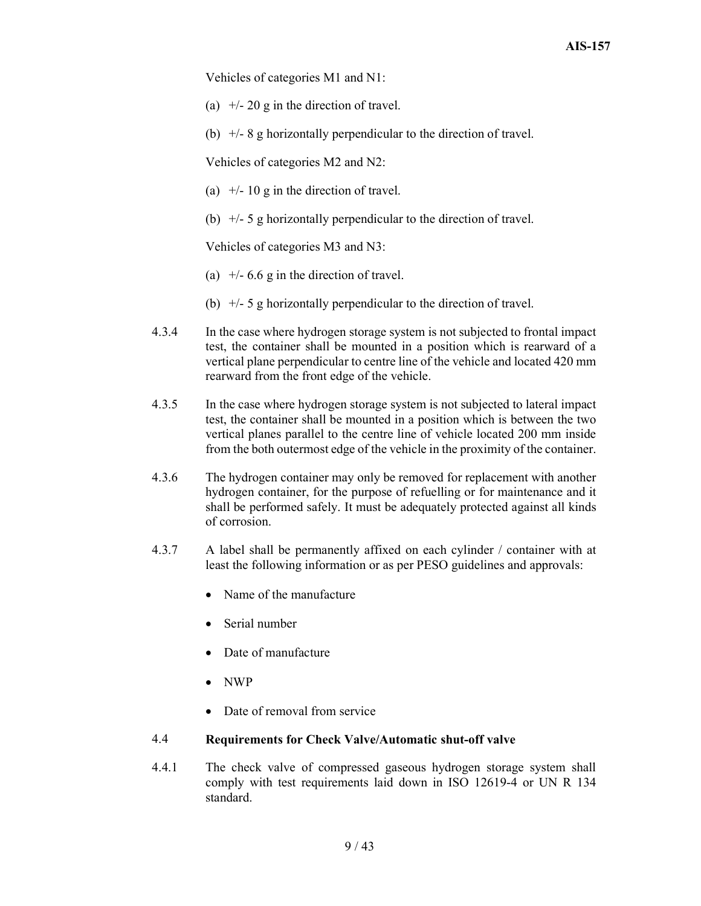Vehicles of categories M1 and N1:

(a) +/- 20 g in the direction of travel.

(b) +/- 8 g horizontally perpendicular to the direction of travel.

Vehicles of categories M2 and N2:

(a) +/- 10 g in the direction of travel.

(b) +/- 5 g horizontally perpendicular to the direction of travel.

Vehicles of categories M3 and N3:

(a) +/- 6.6 g in the direction of travel.

(b) +/- 5 g horizontally perpendicular to the direction of travel.

4.3.4 In the case where hydrogen storage system is not subjected to frontal impact test, the container shall be mounted in a position which is rearward of a vertical plane perpendicular to centre line of the vehicle and located 420 mm rearward from the front edge of the vehicle.

4.3.5 In the case where hydrogen storage system is not subjected to lateral impact test, the container shall be mounted in a position which is between the two vertical planes parallel to the centre line of vehicle located 200 mm inside from the both outermost edge of the vehicle in the proximity of the container.

4.3.6 The hydrogen container may only be removed for replacement with another hydrogen container, for the purpose of refuelling or for maintenance and it shall be performed safely. It must be adequately protected against all kinds of corrosion.

4.3.7 A label shall be permanently affixed on each cylinder / container with at least the following information or as per PESO guidelines and approvals:

- Name of the manufacture
- Serial number
- Date of manufacture
- NWP
- Date of removal from service

## 4.4 Requirements for Check Valve/Automatic shut-off valve

4.4.1 The check valve of compressed gaseous hydrogen storage system shall comply with test requirements laid down in ISO 12619-4 or UN R 134 standard.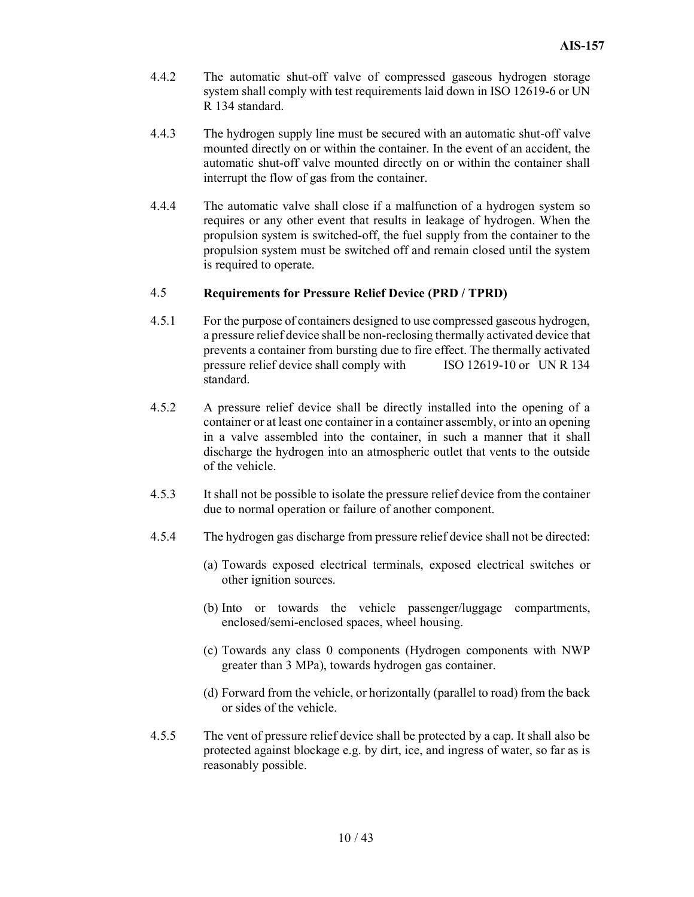4.4.2 The automatic shut-off valve of compressed gaseous hydrogen storage system shall comply with test requirements laid down in ISO 12619-6 or UN R 134 standard.

4.4.3 The hydrogen supply line must be secured with an automatic shut-off valve mounted directly on or within the container. In the event of an accident, the automatic shut-off valve mounted directly on or within the container shall interrupt the flow of gas from the container.

4.4.4 The automatic valve shall close if a malfunction of a hydrogen system so requires or any other event that results in leakage of hydrogen. When the propulsion system is switched-off, the fuel supply from the container to the propulsion system must be switched off and remain closed until the system is required to operate.

### 4.5 Requirements for Pressure Relief Device (PRD / TPRD)

4.5.1 For the purpose of containers designed to use compressed gaseous hydrogen, a pressure relief device shall be non-reclosing thermally activated device that prevents a container from bursting due to fire effect. The thermally activated pressure relief device shall comply with ISO 12619-10 or UN R 134 standard.

4.5.2 A pressure relief device shall be directly installed into the opening of a container or at least one container in a container assembly, or into an opening in a valve assembled into the container, in such a manner that it shall discharge the hydrogen into an atmospheric outlet that vents to the outside of the vehicle.

4.5.3 It shall not be possible to isolate the pressure relief device from the container due to normal operation or failure of another component.

4.5.4 The hydrogen gas discharge from pressure relief device shall not be directed:

(a) Towards exposed electrical terminals, exposed electrical switches or other ignition sources.

(b) Into or towards the vehicle passenger/luggage compartments, enclosed/semi-enclosed spaces, wheel housing.

(c) Towards any class 0 components (Hydrogen components with NWP greater than 3 MPa), towards hydrogen gas container.

(d) Forward from the vehicle, or horizontally (parallel to road) from the back or sides of the vehicle.

4.5.5 The vent of pressure relief device shall be protected by a cap. It shall also be protected against blockage e.g. by dirt, ice, and ingress of water, so far as is reasonably possible.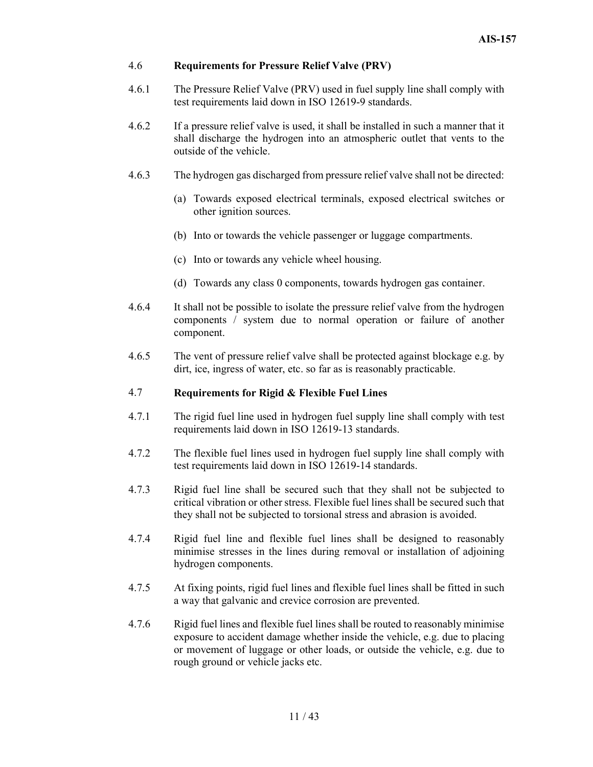## 4.6 Requirements for Pressure Relief Valve (PRV)

4.6.1 The Pressure Relief Valve (PRV) used in fuel supply line shall comply with test requirements laid down in ISO 12619-9 standards.

4.6.2 If a pressure relief valve is used, it shall be installed in such a manner that it shall discharge the hydrogen into an atmospheric outlet that vents to the outside of the vehicle.

4.6.3 The hydrogen gas discharged from pressure relief valve shall not be directed:

(a) Towards exposed electrical terminals, exposed electrical switches or other ignition sources.

(b) Into or towards the vehicle passenger or luggage compartments.

(c) Into or towards any vehicle wheel housing.

(d) Towards any class 0 components, towards hydrogen gas container.

4.6.4 It shall not be possible to isolate the pressure relief valve from the hydrogen components / system due to normal operation or failure of another component.

4.6.5 The vent of pressure relief valve shall be protected against blockage e.g. by dirt, ice, ingress of water, etc. so far as is reasonably practicable.

## 4.7 Requirements for Rigid & Flexible Fuel Lines

4.7.1 The rigid fuel line used in hydrogen fuel supply line shall comply with test requirements laid down in ISO 12619-13 standards.

4.7.2 The flexible fuel lines used in hydrogen fuel supply line shall comply with test requirements laid down in ISO 12619-14 standards.

4.7.3 Rigid fuel line shall be secured such that they shall not be subjected to critical vibration or other stress. Flexible fuel lines shall be secured such that they shall not be subjected to torsional stress and abrasion is avoided.

4.7.4 Rigid fuel line and flexible fuel lines shall be designed to reasonably minimise stresses in the lines during removal or installation of adjoining hydrogen components.

4.7.5 At fixing points, rigid fuel lines and flexible fuel lines shall be fitted in such a way that galvanic and crevice corrosion are prevented.

4.7.6 Rigid fuel lines and flexible fuel lines shall be routed to reasonably minimise exposure to accident damage whether inside the vehicle, e.g. due to placing or movement of luggage or other loads, or outside the vehicle, e.g. due to rough ground or vehicle jacks etc.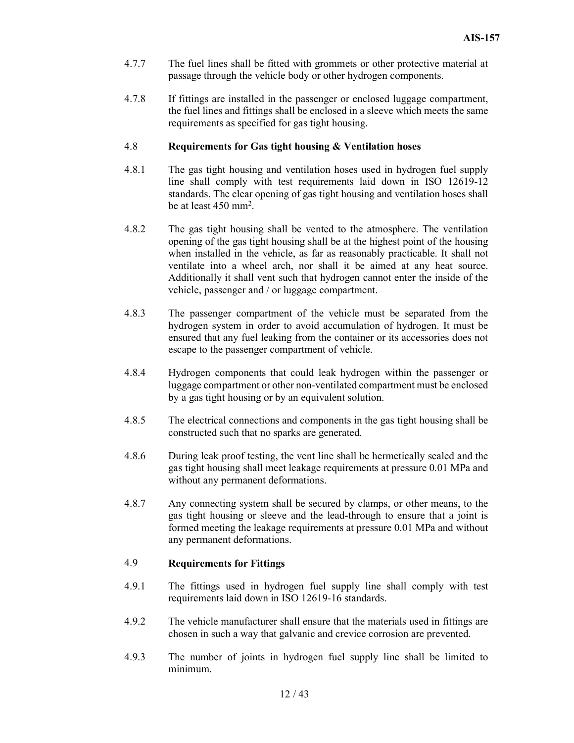4.7.7 The fuel lines shall be fitted with grommets or other protective material at passage through the vehicle body or other hydrogen components.

4.7.8 If fittings are installed in the passenger or enclosed luggage compartment, the fuel lines and fittings shall be enclosed in a sleeve which meets the same requirements as specified for gas tight housing.

### 4.8 Requirements for Gas tight housing & Ventilation hoses

4.8.1 The gas tight housing and ventilation hoses used in hydrogen fuel supply line shall comply with test requirements laid down in ISO 12619-12 standards. The clear opening of gas tight housing and ventilation hoses shall be at least 450 $mm^2$.

4.8.2 The gas tight housing shall be vented to the atmosphere. The ventilation opening of the gas tight housing shall be at the highest point of the housing when installed in the vehicle, as far as reasonably practicable. It shall not ventilate into a wheel arch, nor shall it be aimed at any heat source. Additionally it shall vent such that hydrogen cannot enter the inside of the vehicle, passenger and / or luggage compartment.

4.8.3 The passenger compartment of the vehicle must be separated from the hydrogen system in order to avoid accumulation of hydrogen. It must be ensured that any fuel leaking from the container or its accessories does not escape to the passenger compartment of vehicle.

4.8.4 Hydrogen components that could leak hydrogen within the passenger or luggage compartment or other non-ventilated compartment must be enclosed by a gas tight housing or by an equivalent solution.

4.8.5 The electrical connections and components in the gas tight housing shall be constructed such that no sparks are generated.

4.8.6 During leak proof testing, the vent line shall be hermetically sealed and the gas tight housing shall meet leakage requirements at pressure 0.01 MPa and without any permanent deformations.

4.8.7 Any connecting system shall be secured by clamps, or other means, to the gas tight housing or sleeve and the lead-through to ensure that a joint is formed meeting the leakage requirements at pressure 0.01 MPa and without any permanent deformations.

### 4.9 Requirements for Fittings

4.9.1 The fittings used in hydrogen fuel supply line shall comply with test requirements laid down in ISO 12619-16 standards.

4.9.2 The vehicle manufacturer shall ensure that the materials used in fittings are chosen in such a way that galvanic and crevice corrosion are prevented.

4.9.3 The number of joints in hydrogen fuel supply line shall be limited to minimum.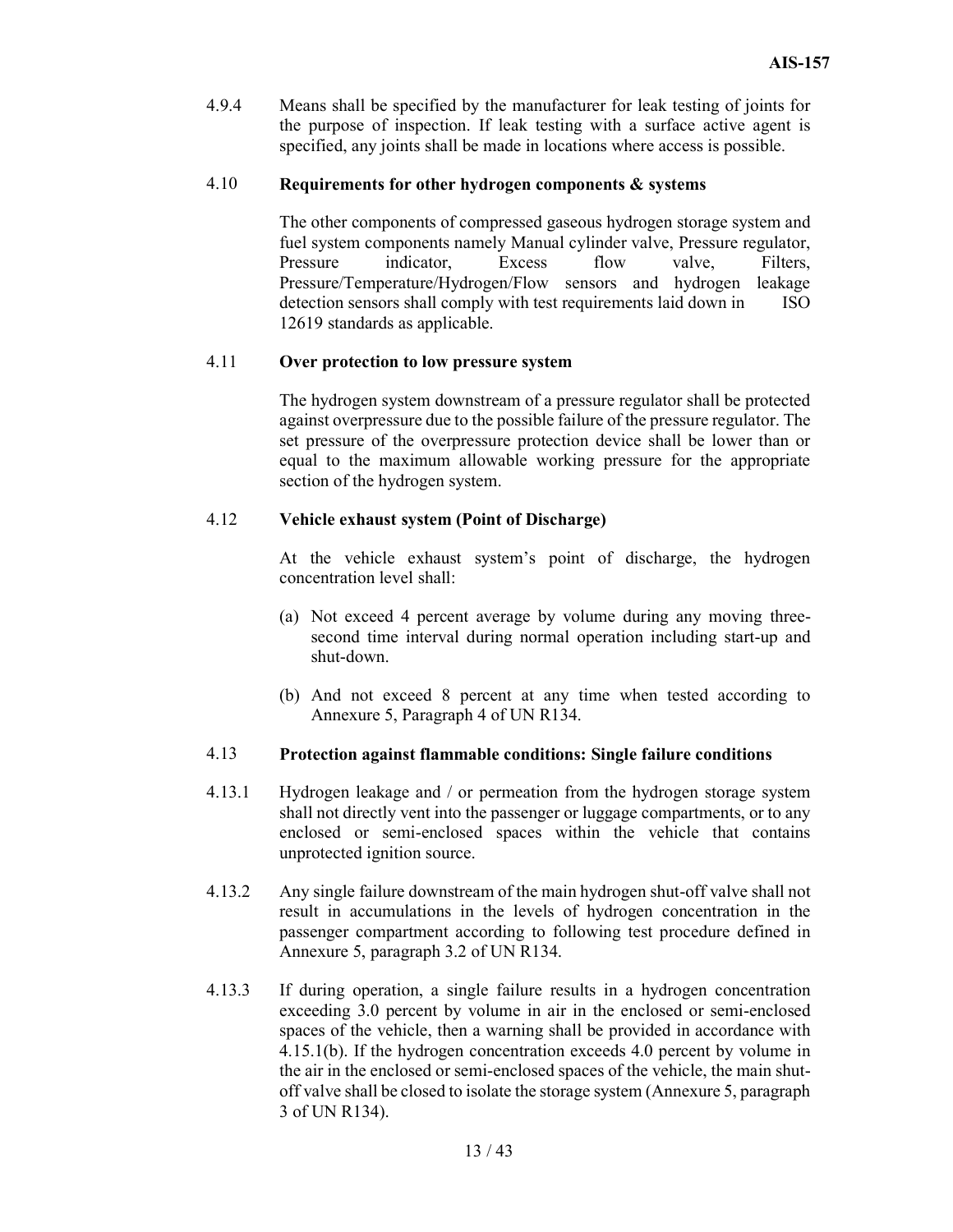4.9.4 Means shall be specified by the manufacturer for leak testing of joints for the purpose of inspection. If leak testing with a surface active agent is specified, any joints shall be made in locations where access is possible.

### 4.10 Requirements for other hydrogen components & systems

The other components of compressed gaseous hydrogen storage system and fuel system components namely Manual cylinder valve, Pressure regulator, Pressure indicator, Excess flow valve, Filters, Pressure/Temperature/Hydrogen/Flow sensors and hydrogen leakage detection sensors shall comply with test requirements laid down in ISO 12619 standards as applicable.

### 4.11 Over protection to low pressure system

The hydrogen system downstream of a pressure regulator shall be protected against overpressure due to the possible failure of the pressure regulator. The set pressure of the overpressure protection device shall be lower than or equal to the maximum allowable working pressure for the appropriate section of the hydrogen system.

### 4.12 Vehicle exhaust system (Point of Discharge)

At the vehicle exhaust system's point of discharge, the hydrogen concentration level shall:

(a) Not exceed 4 percent average by volume during any moving three-second time interval during normal operation including start-up and shut-down.

(b) And not exceed 8 percent at any time when tested according to Annexure 5, Paragraph 4 of UN R134.

### 4.13 Protection against flammable conditions: Single failure conditions

4.13.1 Hydrogen leakage and / or permeation from the hydrogen storage system shall not directly vent into the passenger or luggage compartments, or to any enclosed or semi-enclosed spaces within the vehicle that contains unprotected ignition source.

4.13.2 Any single failure downstream of the main hydrogen shut-off valve shall not result in accumulations in the levels of hydrogen concentration in the passenger compartment according to following test procedure defined in Annexure 5, paragraph 3.2 of UN R134.

4.13.3 If during operation, a single failure results in a hydrogen concentration exceeding 3.0 percent by volume in air in the enclosed or semi-enclosed spaces of the vehicle, then a warning shall be provided in accordance with 4.15.1(b). If the hydrogen concentration exceeds 4.0 percent by volume in the air in the enclosed or semi-enclosed spaces of the vehicle, the main shut-off valve shall be closed to isolate the storage system (Annexure 5, paragraph 3 of UN R134).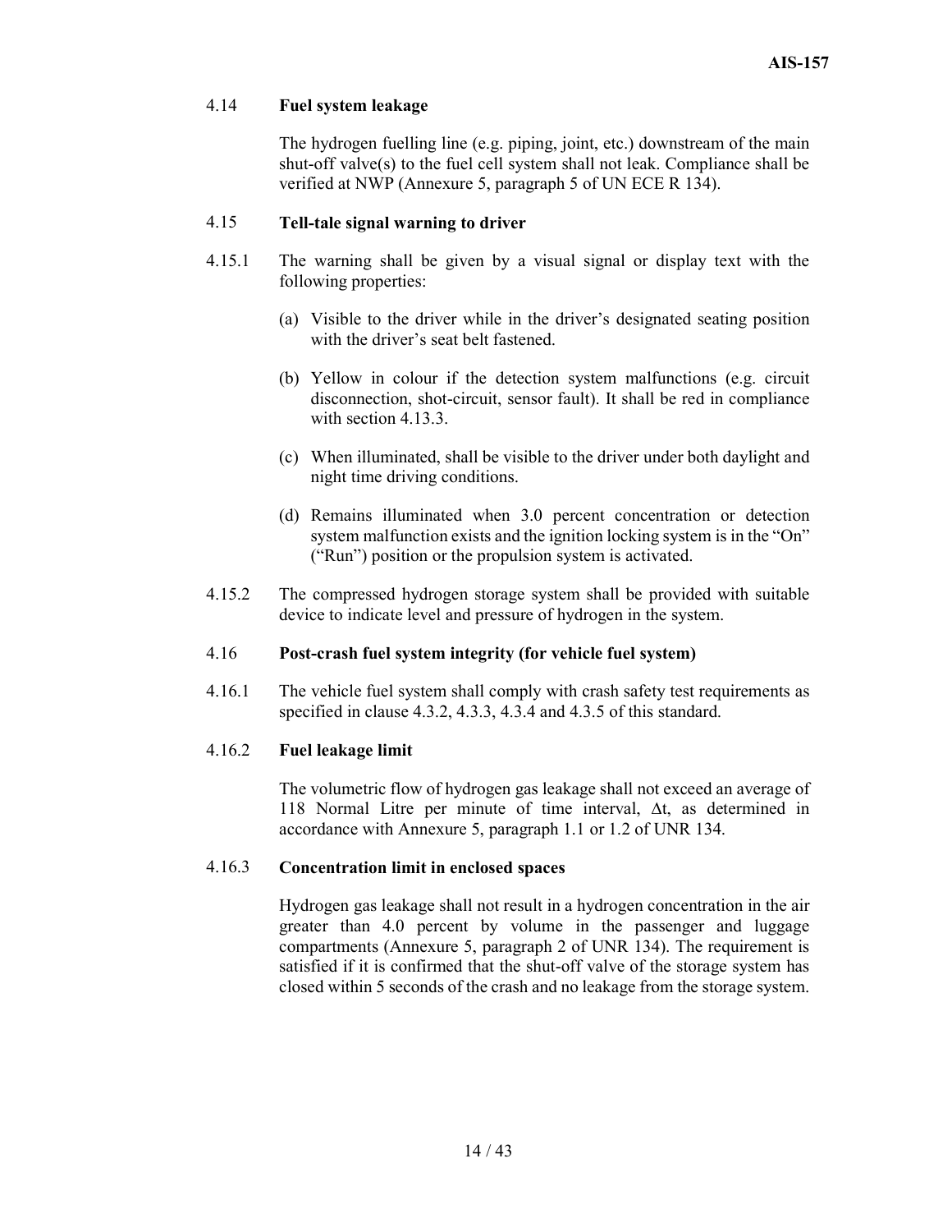4.14 **Fuel system leakage**

The hydrogen fuelling line (e.g. piping, joint, etc.) downstream of the main shut-off valve(s) to the fuel cell system shall not leak. Compliance shall be verified at NWP (Annexure 5, paragraph 5 of UN ECE R 134).

4.15 **Tell-tale signal warning to driver**

4.15.1 The warning shall be given by a visual signal or display text with the following properties:

(a) Visible to the driver while in the driver's designated seating position with the driver's seat belt fastened.

(b) Yellow in colour if the detection system malfunctions (e.g. circuit disconnection, shot-circuit, sensor fault). It shall be red in compliance with section 4.13.3.

(c) When illuminated, shall be visible to the driver under both daylight and night time driving conditions.

(d) Remains illuminated when 3.0 percent concentration or detection system malfunction exists and the ignition locking system is in the "On" ("Run") position or the propulsion system is activated.

4.15.2 The compressed hydrogen storage system shall be provided with suitable device to indicate level and pressure of hydrogen in the system.

4.16 **Post-crash fuel system integrity (for vehicle fuel system)**

4.16.1 The vehicle fuel system shall comply with crash safety test requirements as specified in clause 4.3.2, 4.3.3, 4.3.4 and 4.3.5 of this standard.

4.16.2 **Fuel leakage limit**

The volumetric flow of hydrogen gas leakage shall not exceed an average of 118 Normal Litre per minute of time interval, $\Delta t$, as determined in accordance with Annexure 5, paragraph 1.1 or 1.2 of UNR 134.

4.16.3 **Concentration limit in enclosed spaces**

Hydrogen gas leakage shall not result in a hydrogen concentration in the air greater than 4.0 percent by volume in the passenger and luggage compartments (Annexure 5, paragraph 2 of UNR 134). The requirement is satisfied if it is confirmed that the shut-off valve of the storage system has closed within 5 seconds of the crash and no leakage from the storage system.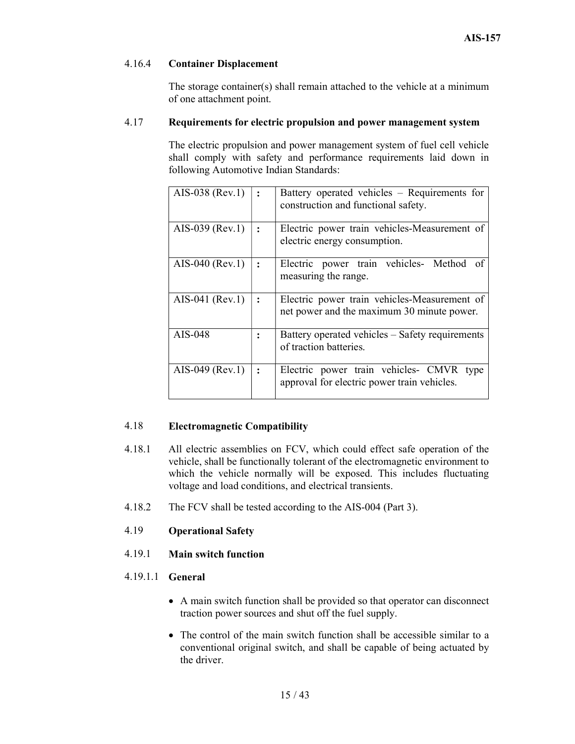4.16.4 **Container Displacement**

The storage container(s) shall remain attached to the vehicle at a minimum of one attachment point.

4.17 **Requirements for electric propulsion and power management system**

The electric propulsion and power management system of fuel cell vehicle shall comply with safety and performance requirements laid down in following Automotive Indian Standards:

| | | |
|---|---|---|
| AIS-038 (Rev.1) | : | Battery operated vehicles – Requirements for construction and functional safety. |
| AIS-039 (Rev.1) | : | Electric power train vehicles-Measurement of electric energy consumption. |
| AIS-040 (Rev.1) | : | Electric power train vehicles- Method of measuring the range. |
| AIS-041 (Rev.1) | : | Electric power train vehicles-Measurement of net power and the maximum 30 minute power. |
| AIS-048 | : | Battery operated vehicles – Safety requirements of traction batteries. |
| AIS-049 (Rev.1) | : | Electric power train vehicles- CMVR type approval for electric power train vehicles. |

4.18 **Electromagnetic Compatibility**

4.18.1 All electric assemblies on FCV, which could effect safe operation of the vehicle, shall be functionally tolerant of the electromagnetic environment to which the vehicle normally will be exposed. This includes fluctuating voltage and load conditions, and electrical transients.

4.18.2 The FCV shall be tested according to the AIS-004 (Part 3).

4.19 **Operational Safety**

4.19.1 **Main switch function**

4.19.1.1 **General**

- A main switch function shall be provided so that operator can disconnect traction power sources and shut off the fuel supply.
- The control of the main switch function shall be accessible similar to a conventional original switch, and shall be capable of being actuated by the driver.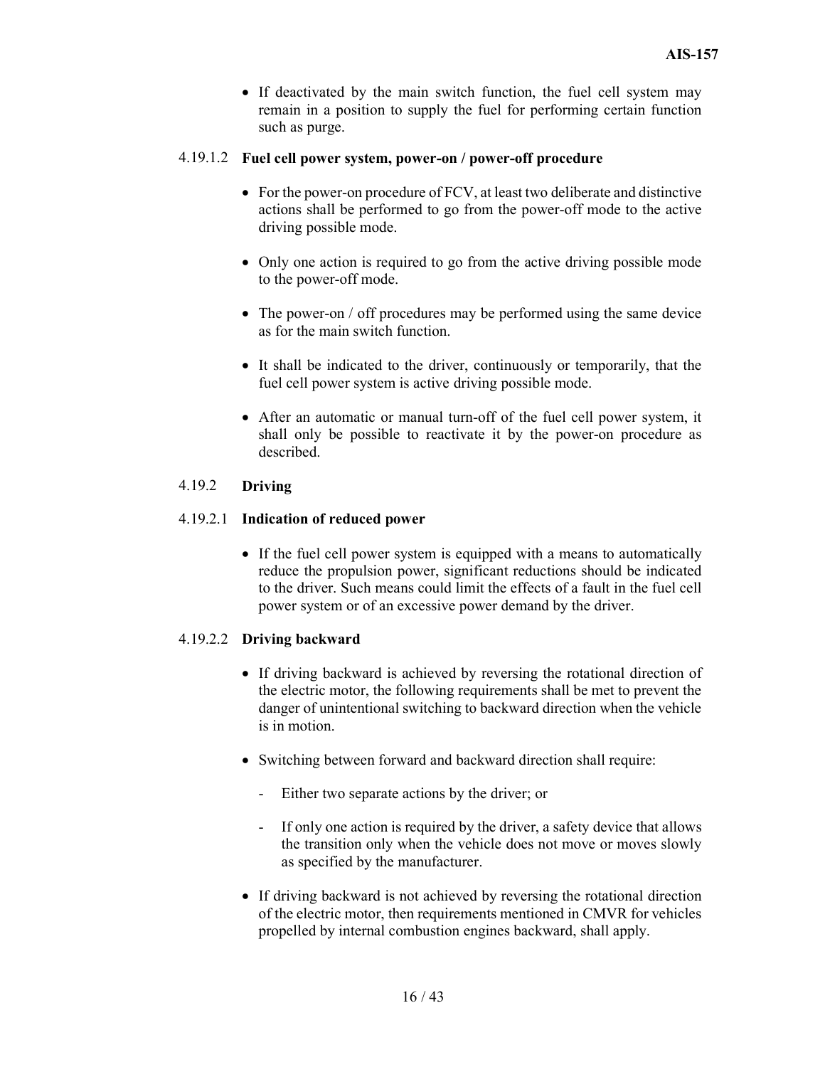- If deactivated by the main switch function, the fuel cell system may remain in a position to supply the fuel for performing certain function such as purge.

4.19.1.2 **Fuel cell power system, power-on / power-off procedure**

- For the power-on procedure of FCV, at least two deliberate and distinctive actions shall be performed to go from the power-off mode to the active driving possible mode.
- Only one action is required to go from the active driving possible mode to the power-off mode.
- The power-on / off procedures may be performed using the same device as for the main switch function.
- It shall be indicated to the driver, continuously or temporarily, that the fuel cell power system is active driving possible mode.
- After an automatic or manual turn-off of the fuel cell power system, it shall only be possible to reactivate it by the power-on procedure as described.

4.19.2 **Driving**

4.19.2.1 **Indication of reduced power**

- If the fuel cell power system is equipped with a means to automatically reduce the propulsion power, significant reductions should be indicated to the driver. Such means could limit the effects of a fault in the fuel cell power system or of an excessive power demand by the driver.

4.19.2.2 **Driving backward**

- If driving backward is achieved by reversing the rotational direction of the electric motor, the following requirements shall be met to prevent the danger of unintentional switching to backward direction when the vehicle is in motion.
- Switching between forward and backward direction shall require:
  - Either two separate actions by the driver; or
  - If only one action is required by the driver, a safety device that allows the transition only when the vehicle does not move or moves slowly as specified by the manufacturer.
- If driving backward is not achieved by reversing the rotational direction of the electric motor, then requirements mentioned in CMVR for vehicles propelled by internal combustion engines backward, shall apply.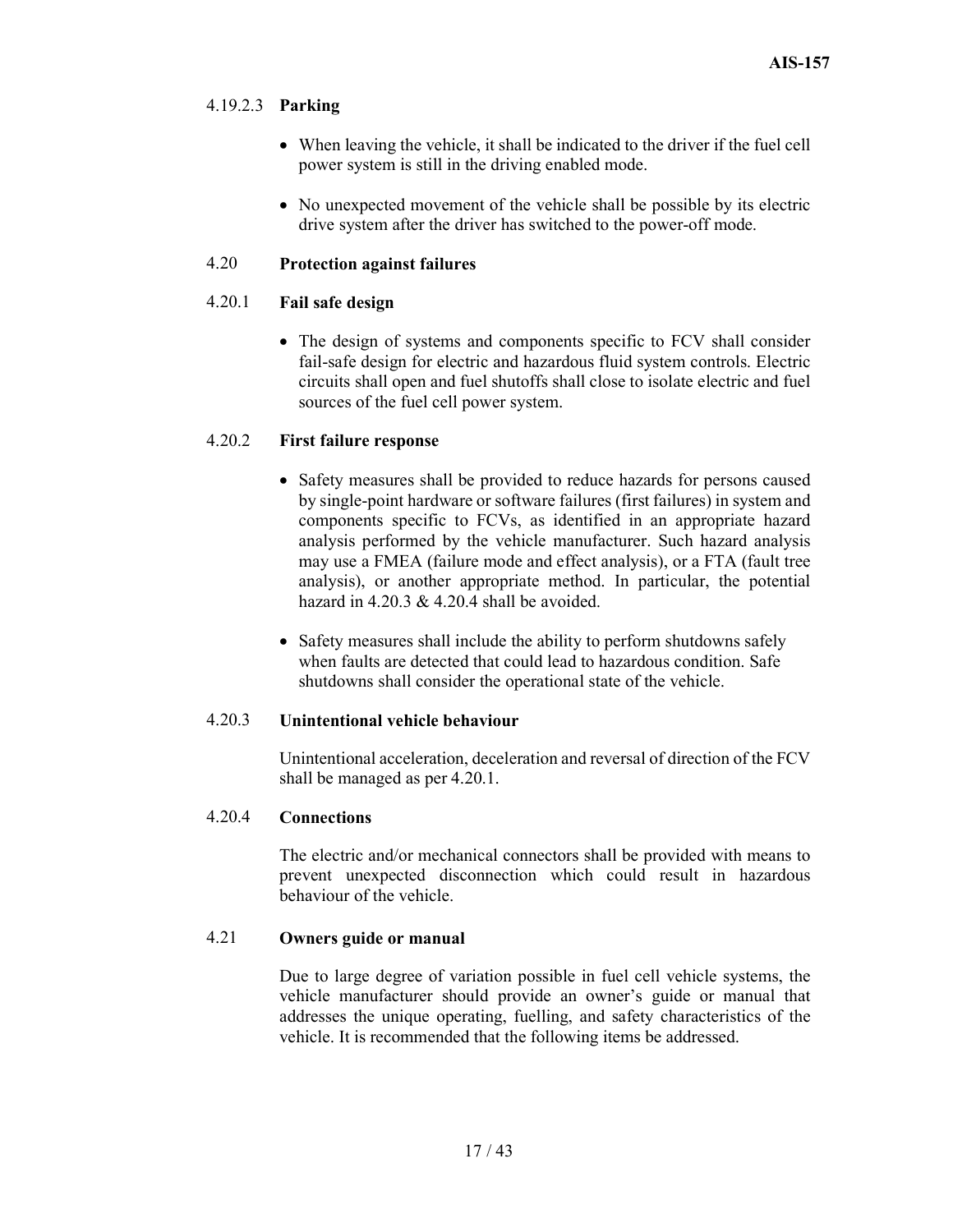4.19.2.3 **Parking**

- When leaving the vehicle, it shall be indicated to the driver if the fuel cell power system is still in the driving enabled mode.
- No unexpected movement of the vehicle shall be possible by its electric drive system after the driver has switched to the power-off mode.

4.20 **Protection against failures**

4.20.1 **Fail safe design**

- The design of systems and components specific to FCV shall consider fail-safe design for electric and hazardous fluid system controls. Electric circuits shall open and fuel shutoffs shall close to isolate electric and fuel sources of the fuel cell power system.

4.20.2 **First failure response**

- Safety measures shall be provided to reduce hazards for persons caused by single-point hardware or software failures (first failures) in system and components specific to FCVs, as identified in an appropriate hazard analysis performed by the vehicle manufacturer. Such hazard analysis may use a FMEA (failure mode and effect analysis), or a FTA (fault tree analysis), or another appropriate method. In particular, the potential hazard in 4.20.3 & 4.20.4 shall be avoided.
- Safety measures shall include the ability to perform shutdowns safely when faults are detected that could lead to hazardous condition. Safe shutdowns shall consider the operational state of the vehicle.

4.20.3 **Unintentional vehicle behaviour**

Unintentional acceleration, deceleration and reversal of direction of the FCV shall be managed as per 4.20.1.

4.20.4 **Connections**

The electric and/or mechanical connectors shall be provided with means to prevent unexpected disconnection which could result in hazardous behaviour of the vehicle.

4.21 **Owners guide or manual**

Due to large degree of variation possible in fuel cell vehicle systems, the vehicle manufacturer should provide an owner's guide or manual that addresses the unique operating, fuelling, and safety characteristics of the vehicle. It is recommended that the following items be addressed.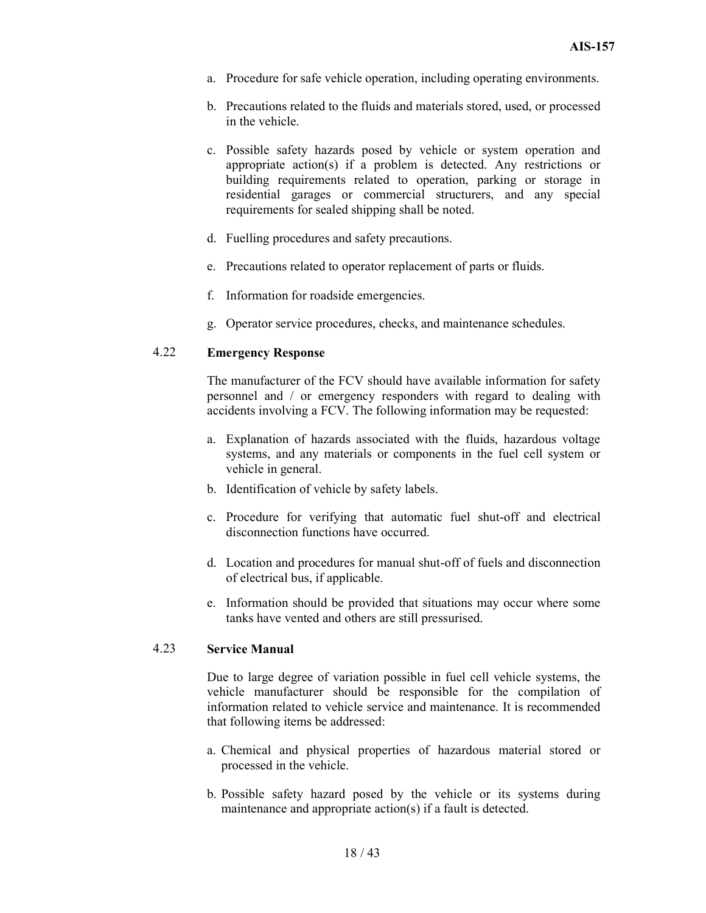a. Procedure for safe vehicle operation, including operating environments.

b. Precautions related to the fluids and materials stored, used, or processed in the vehicle.

c. Possible safety hazards posed by vehicle or system operation and appropriate action(s) if a problem is detected. Any restrictions or building requirements related to operation, parking or storage in residential garages or commercial structurers, and any special requirements for sealed shipping shall be noted.

d. Fuelling procedures and safety precautions.

e. Precautions related to operator replacement of parts or fluids.

f. Information for roadside emergencies.

g. Operator service procedures, checks, and maintenance schedules.

### 4.22 Emergency Response

The manufacturer of the FCV should have available information for safety personnel and / or emergency responders with regard to dealing with accidents involving a FCV. The following information may be requested:

a. Explanation of hazards associated with the fluids, hazardous voltage systems, and any materials or components in the fuel cell system or vehicle in general.

b. Identification of vehicle by safety labels.

c. Procedure for verifying that automatic fuel shut-off and electrical disconnection functions have occurred.

d. Location and procedures for manual shut-off of fuels and disconnection of electrical bus, if applicable.

e. Information should be provided that situations may occur where some tanks have vented and others are still pressurised.

### 4.23 Service Manual

Due to large degree of variation possible in fuel cell vehicle systems, the vehicle manufacturer should be responsible for the compilation of information related to vehicle service and maintenance. It is recommended that following items be addressed:

a. Chemical and physical properties of hazardous material stored or processed in the vehicle.

b. Possible safety hazard posed by the vehicle or its systems during maintenance and appropriate action(s) if a fault is detected.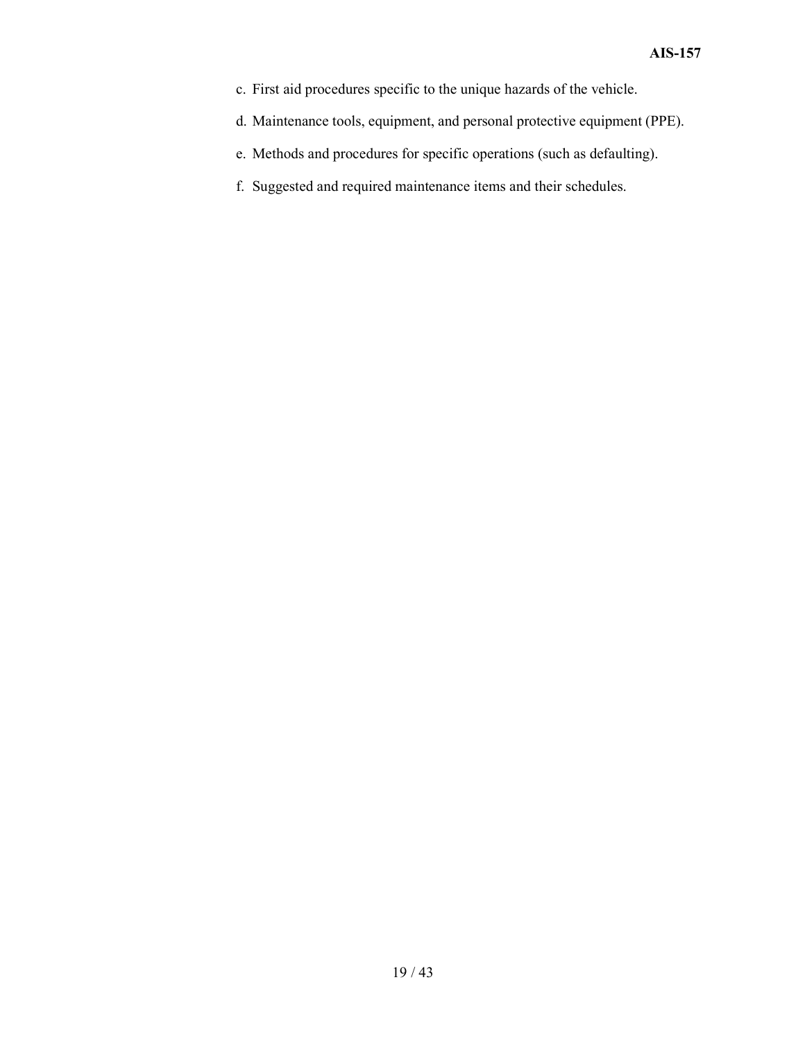c. First aid procedures specific to the unique hazards of the vehicle.

d. Maintenance tools, equipment, and personal protective equipment (PPE).

e. Methods and procedures for specific operations (such as defaulting).

f. Suggested and required maintenance items and their schedules.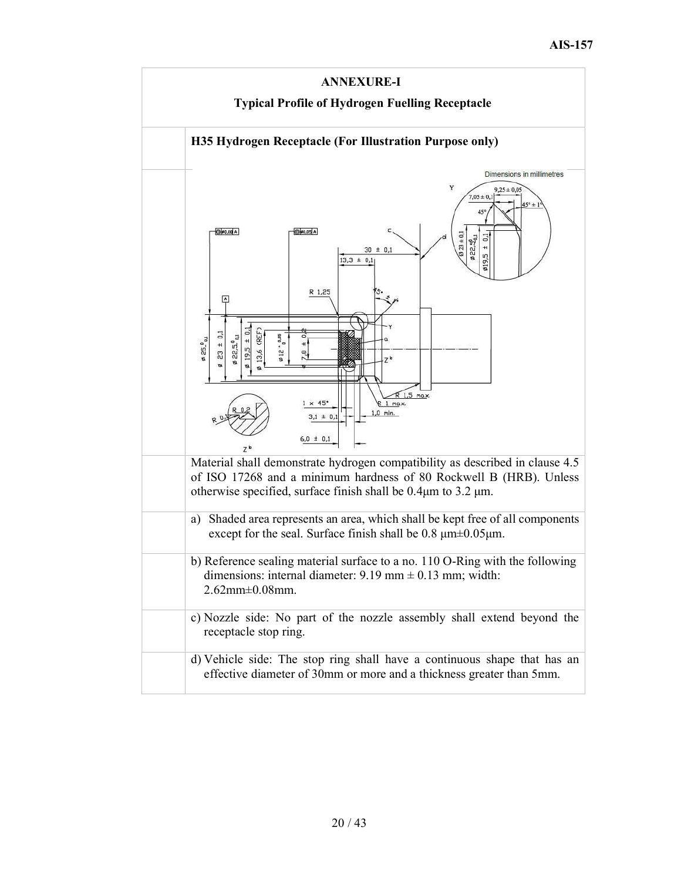## ANNEXURE-I

### Typical Profile of Hydrogen Fuelling Receptacle

**H35 Hydrogen Receptacle (For Illustration Purpose only)**

Material shall demonstrate hydrogen compatibility as described in clause 4.5 of ISO 17268 and a minimum hardness of 80 Rockwell B (HRB). Unless otherwise specified, surface finish shall be 0.4μm to 3.2 μm.

a) Shaded area represents an area, which shall be kept free of all components except for the seal. Surface finish shall be 0.8 μm±0.05μm.

b) Reference sealing material surface to a no. 110 O-Ring with the following dimensions: internal diameter: 9.19 mm ± 0.13 mm; width: 2.62mm±0.08mm.

c) Nozzle side: No part of the nozzle assembly shall extend beyond the receptacle stop ring.

d) Vehicle side: The stop ring shall have a continuous shape that has an effective diameter of 30mm or more and a thickness greater than 5mm.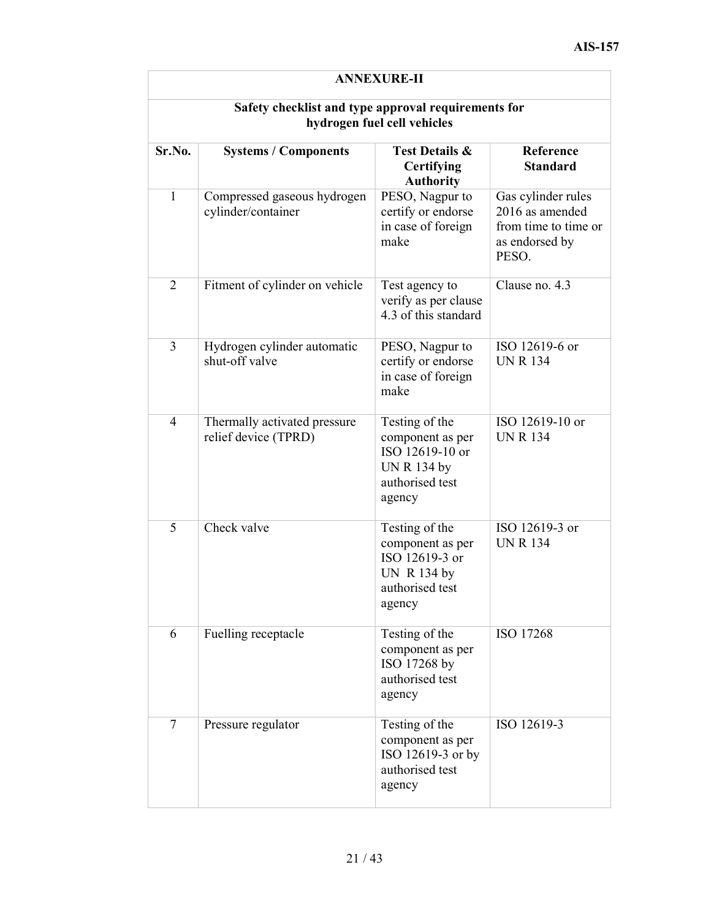## ANNEXURE-II

### Safety checklist and type approval requirements for hydrogen fuel cell vehicles

| Sr.No. | Systems / Components | Test Details & Certifying Authority | Reference Standard |
|---|---|---|---|
| 1 | Compressed gaseous hydrogen cylinder/container | PESO, Nagpur to certify or endorse in case of foreign make | Gas cylinder rules 2016 as amended from time to time or as endorsed by PESO. |
| 2 | Fitment of cylinder on vehicle | Test agency to verify as per clause 4.3 of this standard | Clause no. 4.3 |
| 3 | Hydrogen cylinder automatic shut-off valve | PESO, Nagpur to certify or endorse in case of foreign make | ISO 12619-6 or UN R 134 |
| 4 | Thermally activated pressure relief device (TPRD) | Testing of the component as per ISO 12619-10 or UN R 134 by authorised test agency | ISO 12619-10 or UN R 134 |
| 5 | Check valve | Testing of the component as per ISO 12619-3 or UN R 134 by authorised test agency | ISO 12619-3 or UN R 134 |
| 6 | Fuelling receptacle | Testing of the component as per ISO 17268 by authorised test agency | ISO 17268 |
| 7 | Pressure regulator | Testing of the component as per ISO 12619-3 or by authorised test agency | ISO 12619-3 |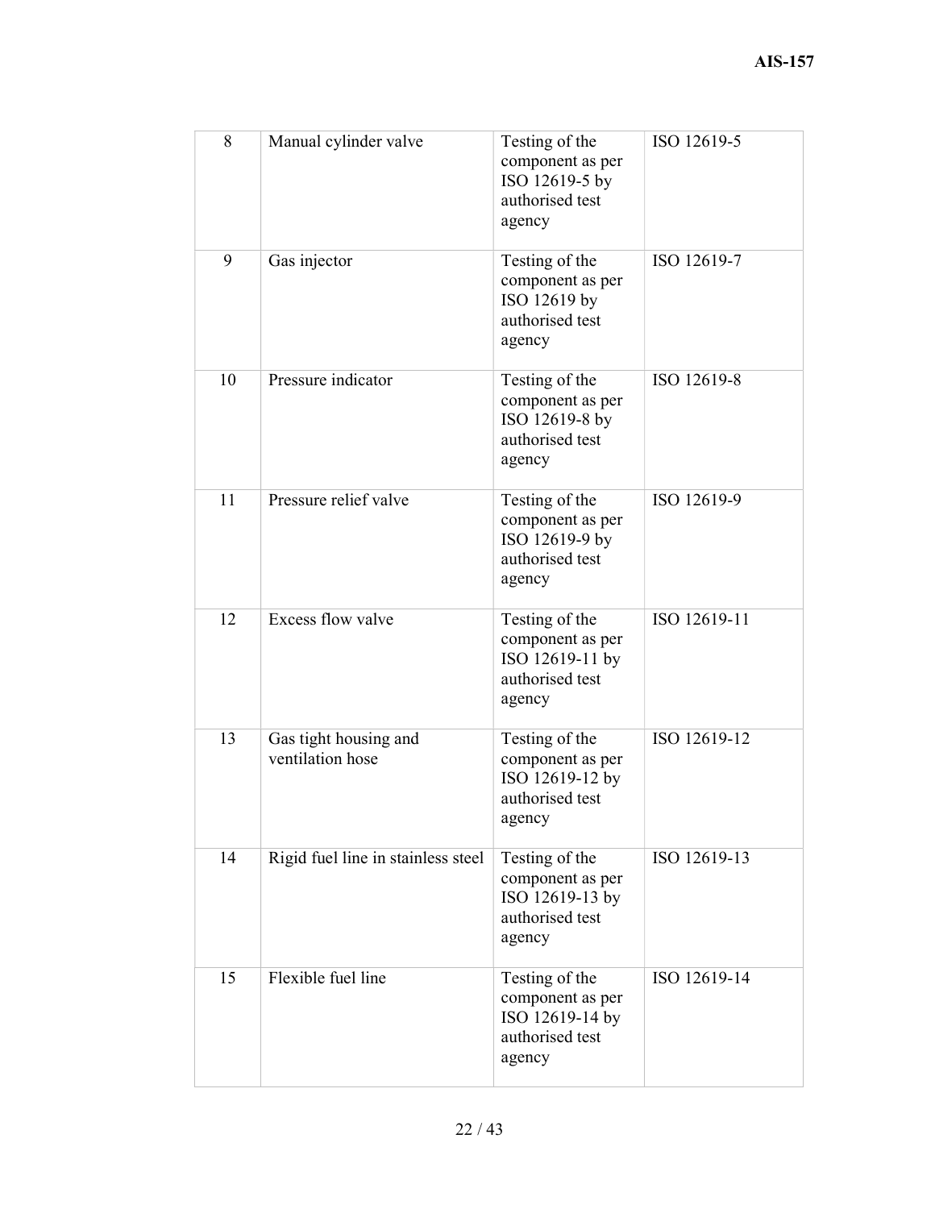| 8 | Manual cylinder valve | Testing of the component as per ISO 12619-5 by authorised test agency | ISO 12619-5 |
|---|---|---|---|
| 9 | Gas injector | Testing of the component as per ISO 12619 by authorised test agency | ISO 12619-7 |
| 10 | Pressure indicator | Testing of the component as per ISO 12619-8 by authorised test agency | ISO 12619-8 |
| 11 | Pressure relief valve | Testing of the component as per ISO 12619-9 by authorised test agency | ISO 12619-9 |
| 12 | Excess flow valve | Testing of the component as per ISO 12619-11 by authorised test agency | ISO 12619-11 |
| 13 | Gas tight housing and ventilation hose | Testing of the component as per ISO 12619-12 by authorised test agency | ISO 12619-12 |
| 14 | Rigid fuel line in stainless steel | Testing of the component as per ISO 12619-13 by authorised test agency | ISO 12619-13 |
| 15 | Flexible fuel line | Testing of the component as per ISO 12619-14 by authorised test agency | ISO 12619-14 |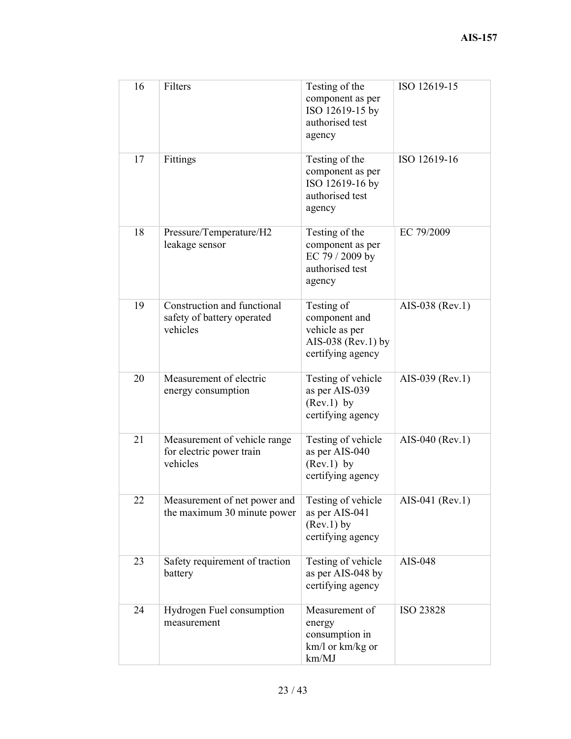| | | | |
|---|---|---|---|
| 16 | Filters | Testing of the component as per ISO 12619-15 by authorised test agency | ISO 12619-15 |
| 17 | Fittings | Testing of the component as per ISO 12619-16 by authorised test agency | ISO 12619-16 |
| 18 | Pressure/Temperature/H2 leakage sensor | Testing of the component as per EC 79 / 2009 by authorised test agency | EC 79/2009 |
| 19 | Construction and functional safety of battery operated vehicles | Testing of component and vehicle as per AIS-038 (Rev.1) by certifying agency | AIS-038 (Rev.1) |
| 20 | Measurement of electric energy consumption | Testing of vehicle as per AIS-039 (Rev.1) by certifying agency | AIS-039 (Rev.1) |
| 21 | Measurement of vehicle range for electric power train vehicles | Testing of vehicle as per AIS-040 (Rev.1) by certifying agency | AIS-040 (Rev.1) |
| 22 | Measurement of net power and the maximum 30 minute power | Testing of vehicle as per AIS-041 (Rev.1) by certifying agency | AIS-041 (Rev.1) |
| 23 | Safety requirement of traction battery | Testing of vehicle as per AIS-048 by certifying agency | AIS-048 |
| 24 | Hydrogen Fuel consumption measurement | Measurement of energy consumption in km/l or km/kg or km/MJ | ISO 23828 |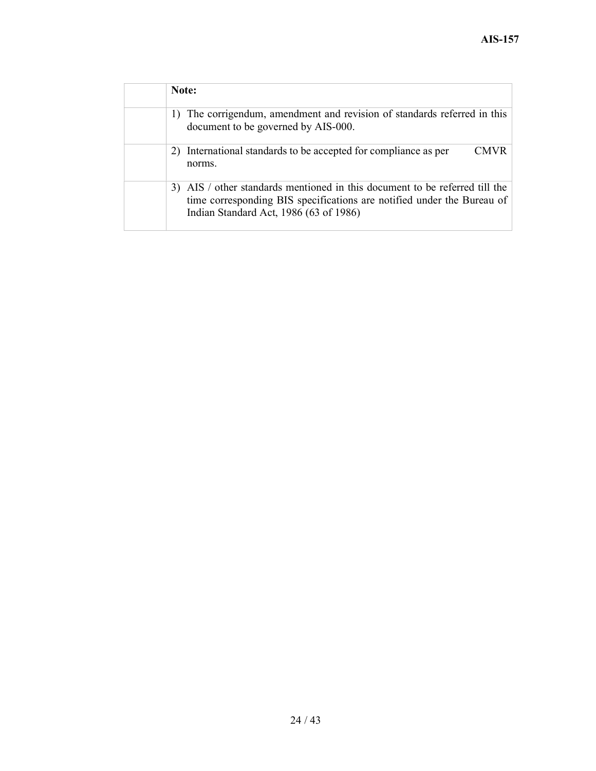| | Note: |
|---|---|
| | 1) The corrigendum, amendment and revision of standards referred in this document to be governed by AIS-000. |
| | 2) International standards to be accepted for compliance as per CMVR norms. |
| | 3) AIS / other standards mentioned in this document to be referred till the time corresponding BIS specifications are notified under the Bureau of Indian Standard Act, 1986 (63 of 1986) |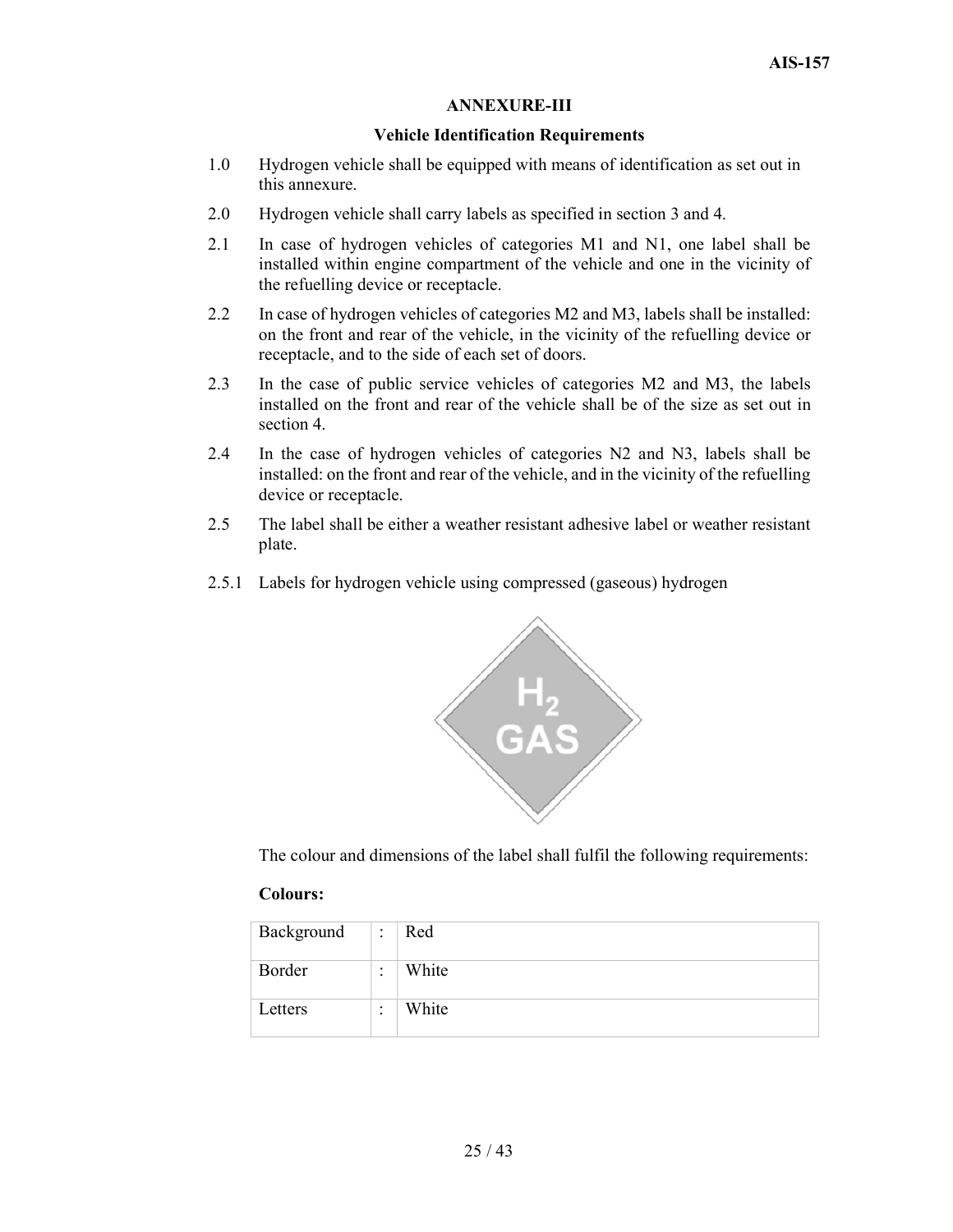## ANNEXURE-III

### Vehicle Identification Requirements

1.0 Hydrogen vehicle shall be equipped with means of identification as set out in this annexure.

2.0 Hydrogen vehicle shall carry labels as specified in section 3 and 4.

2.1 In case of hydrogen vehicles of categories M1 and N1, one label shall be installed within engine compartment of the vehicle and one in the vicinity of the refuelling device or receptacle.

2.2 In case of hydrogen vehicles of categories M2 and M3, labels shall be installed: on the front and rear of the vehicle, in the vicinity of the refuelling device or receptacle, and to the side of each set of doors.

2.3 In the case of public service vehicles of categories M2 and M3, the labels installed on the front and rear of the vehicle shall be of the size as set out in section 4.

2.4 In the case of hydrogen vehicles of categories N2 and N3, labels shall be installed: on the front and rear of the vehicle, and in the vicinity of the refuelling device or receptacle.

2.5 The label shall be either a weather resistant adhesive label or weather resistant plate.

2.5.1 Labels for hydrogen vehicle using compressed (gaseous) hydrogen

$H_2$ GAS

The colour and dimensions of the label shall fulfil the following requirements:

**Colours:**

| | | |
|---|---|---|
| Background | : | Red |
| Border | : | White |
| Letters | : | White |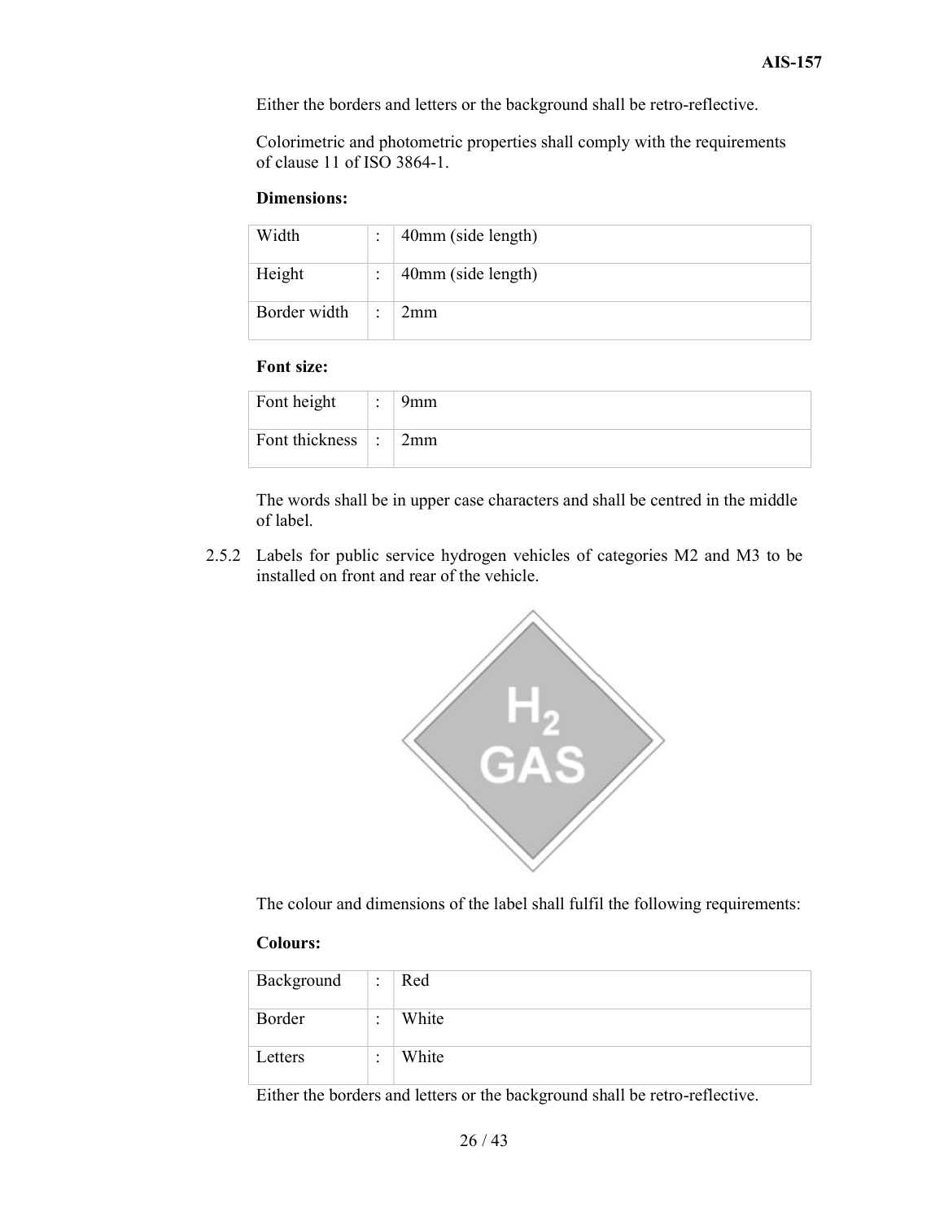Either the borders and letters or the background shall be retro-reflective.

Colorimetric and photometric properties shall comply with the requirements of clause 11 of ISO 3864-1.

**Dimensions:**

| | | |
|---|---|---|
| Width | : | 40mm (side length) |
| Height | : | 40mm (side length) |
| Border width | : | 2mm |

**Font size:**

| | | |
|---|---|---|
| Font height | : | 9mm |
| Font thickness | : | 2mm |

The words shall be in upper case characters and shall be centred in the middle of label.

2.5.2 Labels for public service hydrogen vehicles of categories M2 and M3 to be installed on front and rear of the vehicle.

The colour and dimensions of the label shall fulfil the following requirements:

**Colours:**

| | | |
|---|---|---|
| Background | : | Red |
| Border | : | White |
| Letters | : | White |

Either the borders and letters or the background shall be retro-reflective.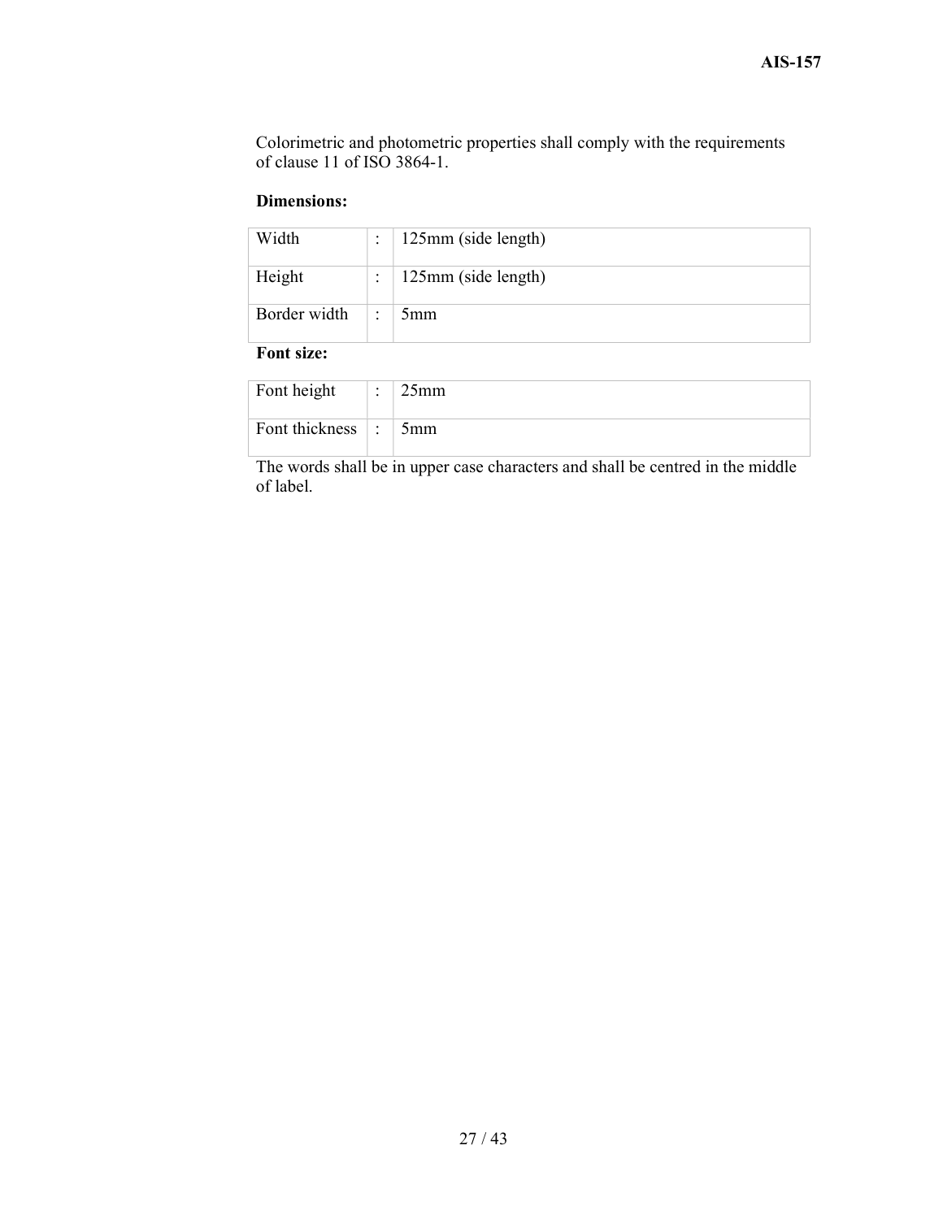Colorimetric and photometric properties shall comply with the requirements of clause 11 of ISO 3864-1.

**Dimensions:**

| | | |
|---|---|---|
| Width | : | 125mm (side length) |
| Height | : | 125mm (side length) |
| Border width | : | 5mm |

**Font size:**

| | | |
|---|---|---|
| Font height | : | 25mm |
| Font thickness | : | 5mm |

The words shall be in upper case characters and shall be centred in the middle of label.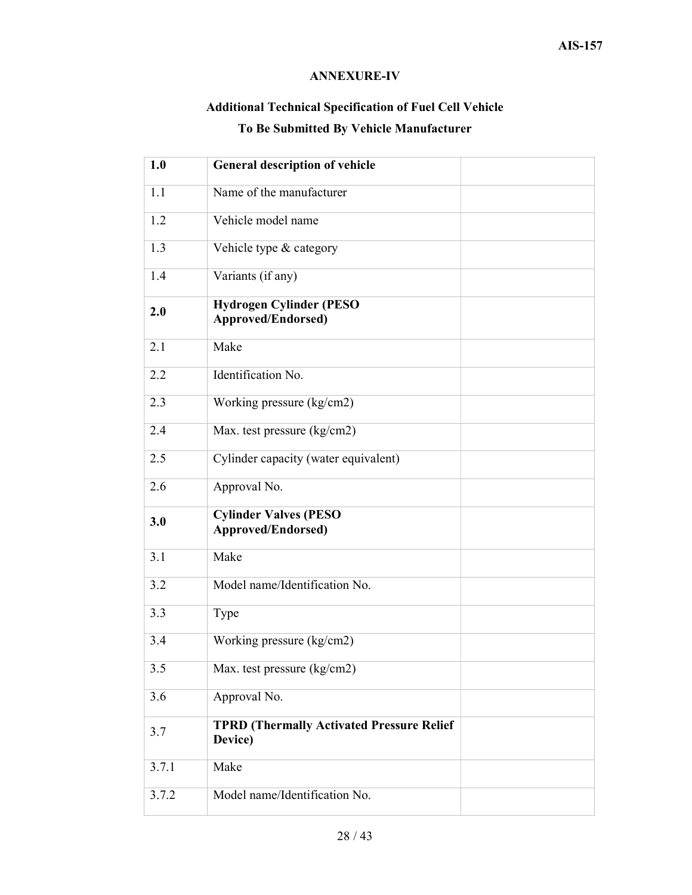## ANNEXURE-IV

### Additional Technical Specification of Fuel Cell Vehicle To Be Submitted By Vehicle Manufacturer

| **1.0** | **General description of vehicle** | |
|---|---|---|
| 1.1 | Name of the manufacturer | |
| 1.2 | Vehicle model name | |
| 1.3 | Vehicle type & category | |
| 1.4 | Variants (if any) | |
| **2.0** | **Hydrogen Cylinder (PESO Approved/Endorsed)** | |
| 2.1 | Make | |
| 2.2 | Identification No. | |
| 2.3 | Working pressure (kg/cm2) | |
| 2.4 | Max. test pressure (kg/cm2) | |
| 2.5 | Cylinder capacity (water equivalent) | |
| 2.6 | Approval No. | |
| **3.0** | **Cylinder Valves (PESO Approved/Endorsed)** | |
| 3.1 | Make | |
| 3.2 | Model name/Identification No. | |
| 3.3 | Type | |
| 3.4 | Working pressure (kg/cm2) | |
| 3.5 | Max. test pressure (kg/cm2) | |
| 3.6 | Approval No. | |
| 3.7 | **TPRD (Thermally Activated Pressure Relief Device)** | |
| 3.7.1 | Make | |
| 3.7.2 | Model name/Identification No. | |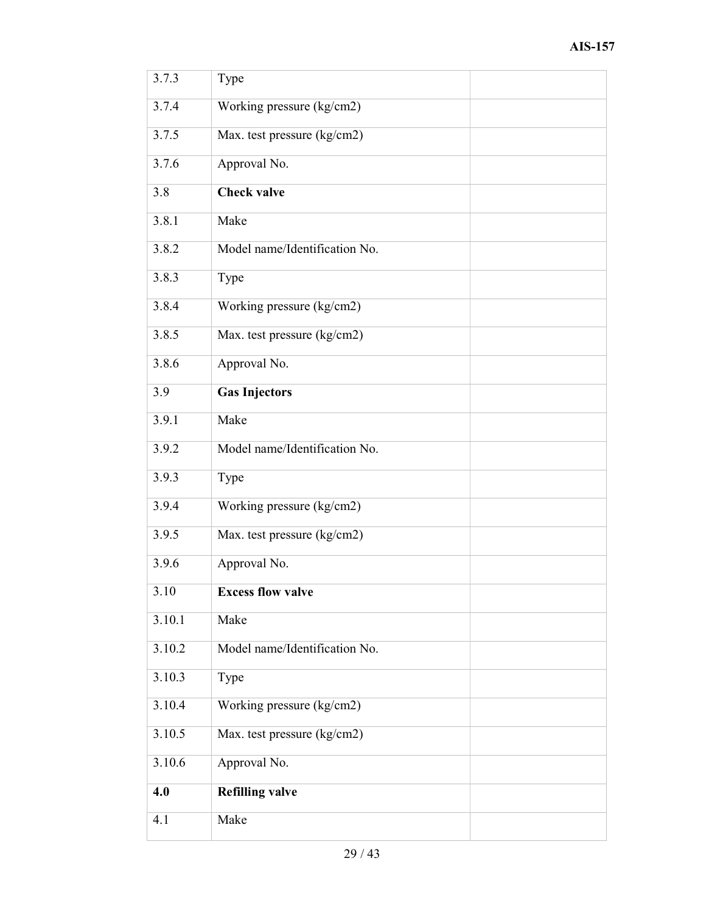| | | |
|---|---|---|
| 3.7.3 | Type | |
| 3.7.4 | Working pressure (kg/cm2) | |
| 3.7.5 | Max. test pressure (kg/cm2) | |
| 3.7.6 | Approval No. | |
| 3.8 | **Check valve** | |
| 3.8.1 | Make | |
| 3.8.2 | Model name/Identification No. | |
| 3.8.3 | Type | |
| 3.8.4 | Working pressure (kg/cm2) | |
| 3.8.5 | Max. test pressure (kg/cm2) | |
| 3.8.6 | Approval No. | |
| 3.9 | **Gas Injectors** | |
| 3.9.1 | Make | |
| 3.9.2 | Model name/Identification No. | |
| 3.9.3 | Type | |
| 3.9.4 | Working pressure (kg/cm2) | |
| 3.9.5 | Max. test pressure (kg/cm2) | |
| 3.9.6 | Approval No. | |
| 3.10 | **Excess flow valve** | |
| 3.10.1 | Make | |
| 3.10.2 | Model name/Identification No. | |
| 3.10.3 | Type | |
| 3.10.4 | Working pressure (kg/cm2) | |
| 3.10.5 | Max. test pressure (kg/cm2) | |
| 3.10.6 | Approval No. | |
| **4.0** | **Refilling valve** | |
| 4.1 | Make | |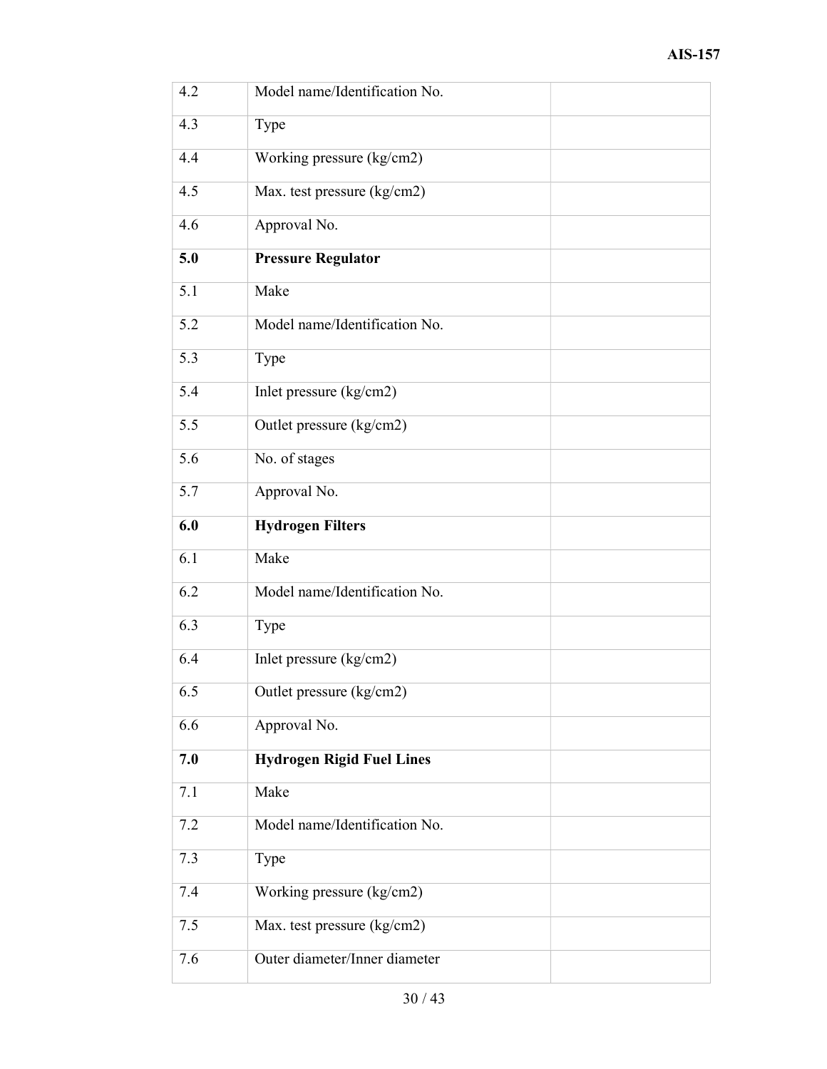| 4.2 | Model name/Identification No. | |
|---|---|---|
| 4.3 | Type | |
| 4.4 | Working pressure (kg/cm2) | |
| 4.5 | Max. test pressure (kg/cm2) | |
| 4.6 | Approval No. | |
| **5.0** | **Pressure Regulator** | |
| 5.1 | Make | |
| 5.2 | Model name/Identification No. | |
| 5.3 | Type | |
| 5.4 | Inlet pressure (kg/cm2) | |
| 5.5 | Outlet pressure (kg/cm2) | |
| 5.6 | No. of stages | |
| 5.7 | Approval No. | |
| **6.0** | **Hydrogen Filters** | |
| 6.1 | Make | |
| 6.2 | Model name/Identification No. | |
| 6.3 | Type | |
| 6.4 | Inlet pressure (kg/cm2) | |
| 6.5 | Outlet pressure (kg/cm2) | |
| 6.6 | Approval No. | |
| **7.0** | **Hydrogen Rigid Fuel Lines** | |
| 7.1 | Make | |
| 7.2 | Model name/Identification No. | |
| 7.3 | Type | |
| 7.4 | Working pressure (kg/cm2) | |
| 7.5 | Max. test pressure (kg/cm2) | |
| 7.6 | Outer diameter/Inner diameter | |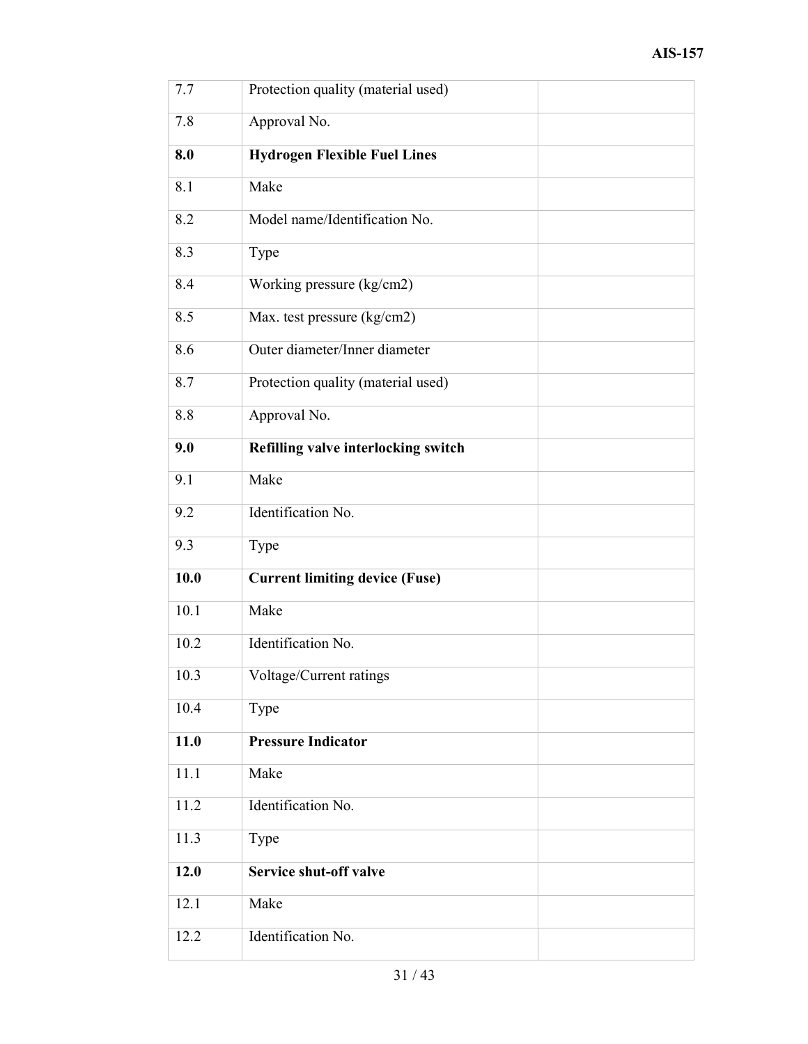| | | |
|---|---|---|
| 7.7 | Protection quality (material used) | |
| 7.8 | Approval No. | |
| **8.0** | **Hydrogen Flexible Fuel Lines** | |
| 8.1 | Make | |
| 8.2 | Model name/Identification No. | |
| 8.3 | Type | |
| 8.4 | Working pressure (kg/cm2) | |
| 8.5 | Max. test pressure (kg/cm2) | |
| 8.6 | Outer diameter/Inner diameter | |
| 8.7 | Protection quality (material used) | |
| 8.8 | Approval No. | |
| **9.0** | **Refilling valve interlocking switch** | |
| 9.1 | Make | |
| 9.2 | Identification No. | |
| 9.3 | Type | |
| **10.0** | **Current limiting device (Fuse)** | |
| 10.1 | Make | |
| 10.2 | Identification No. | |
| 10.3 | Voltage/Current ratings | |
| 10.4 | Type | |
| **11.0** | **Pressure Indicator** | |
| 11.1 | Make | |
| 11.2 | Identification No. | |
| 11.3 | Type | |
| **12.0** | **Service shut-off valve** | |
| 12.1 | Make | |
| 12.2 | Identification No. | |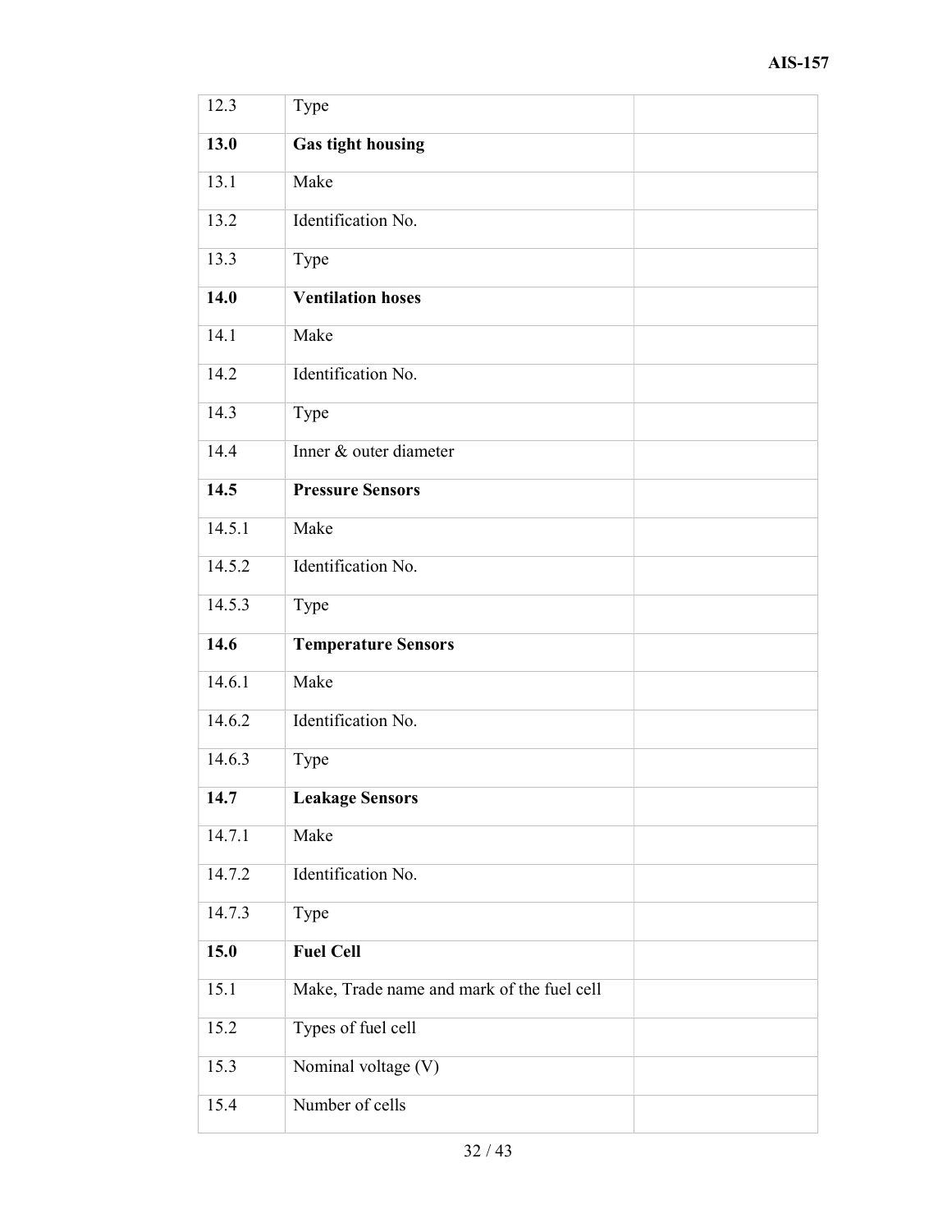| 12.3 | Type | |
|---|---|---|
| **13.0** | **Gas tight housing** | |
| 13.1 | Make | |
| 13.2 | Identification No. | |
| 13.3 | Type | |
| **14.0** | **Ventilation hoses** | |
| 14.1 | Make | |
| 14.2 | Identification No. | |
| 14.3 | Type | |
| 14.4 | Inner & outer diameter | |
| **14.5** | **Pressure Sensors** | |
| 14.5.1 | Make | |
| 14.5.2 | Identification No. | |
| 14.5.3 | Type | |
| **14.6** | **Temperature Sensors** | |
| 14.6.1 | Make | |
| 14.6.2 | Identification No. | |
| 14.6.3 | Type | |
| **14.7** | **Leakage Sensors** | |
| 14.7.1 | Make | |
| 14.7.2 | Identification No. | |
| 14.7.3 | Type | |
| **15.0** | **Fuel Cell** | |
| 15.1 | Make, Trade name and mark of the fuel cell | |
| 15.2 | Types of fuel cell | |
| 15.3 | Nominal voltage (V) | |
| 15.4 | Number of cells | |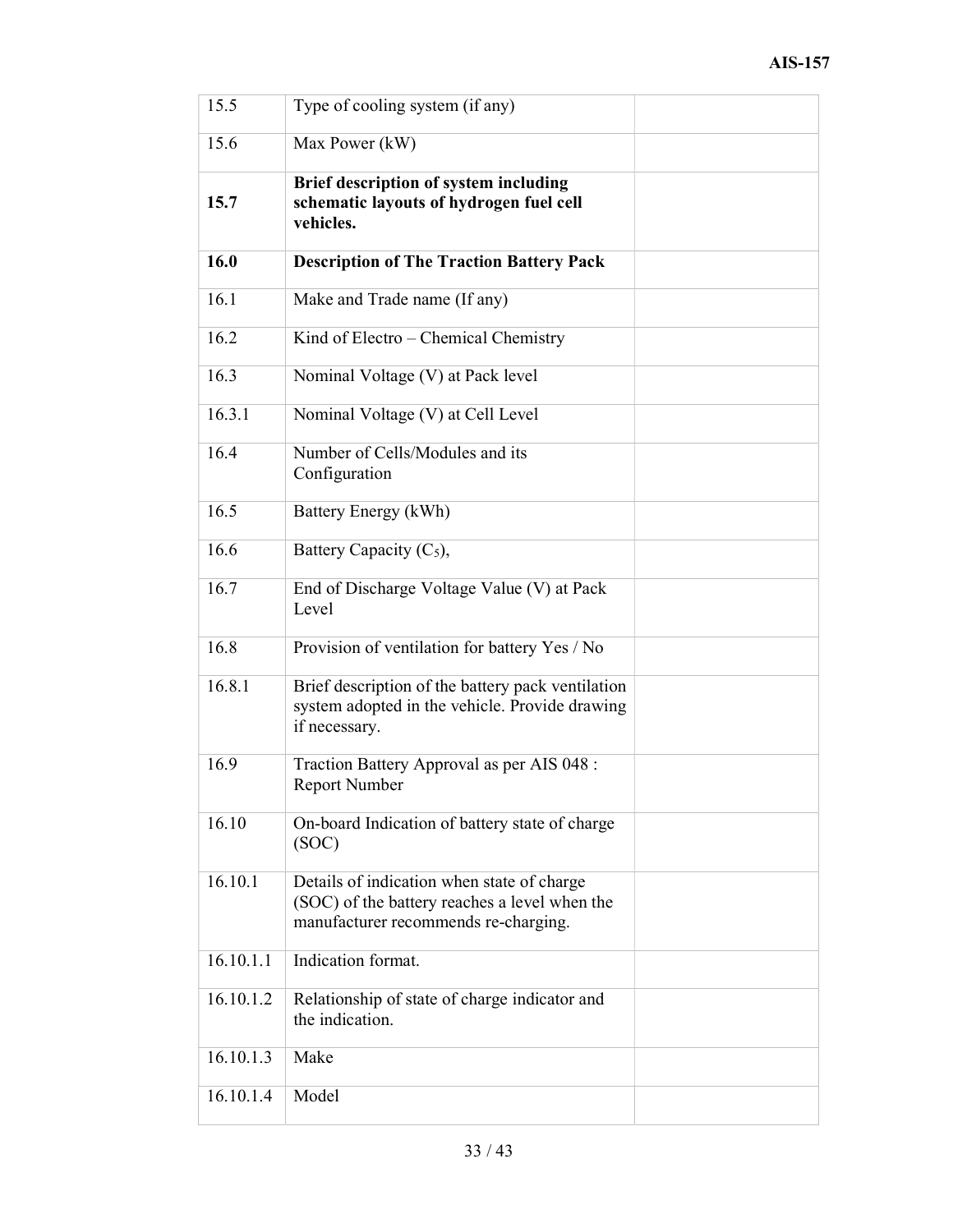| | | |
|---|---|---|
| 15.5 | Type of cooling system (if any) | |
| 15.6 | Max Power (kW) | |
| **15.7** | **Brief description of system including schematic layouts of hydrogen fuel cell vehicles.** | |
| **16.0** | **Description of The Traction Battery Pack** | |
| 16.1 | Make and Trade name (If any) | |
| 16.2 | Kind of Electro – Chemical Chemistry | |
| 16.3 | Nominal Voltage (V) at Pack level | |
| 16.3.1 | Nominal Voltage (V) at Cell Level | |
| 16.4 | Number of Cells/Modules and its Configuration | |
| 16.5 | Battery Energy (kWh) | |
| 16.6 | Battery Capacity ($C_5$), | |
| 16.7 | End of Discharge Voltage Value (V) at Pack Level | |
| 16.8 | Provision of ventilation for battery Yes / No | |
| 16.8.1 | Brief description of the battery pack ventilation system adopted in the vehicle. Provide drawing if necessary. | |
| 16.9 | Traction Battery Approval as per AIS 048 : Report Number | |
| 16.10 | On-board Indication of battery state of charge (SOC) | |
| 16.10.1 | Details of indication when state of charge (SOC) of the battery reaches a level when the manufacturer recommends re-charging. | |
| 16.10.1.1 | Indication format. | |
| 16.10.1.2 | Relationship of state of charge indicator and the indication. | |
| 16.10.1.3 | Make | |
| 16.10.1.4 | Model | |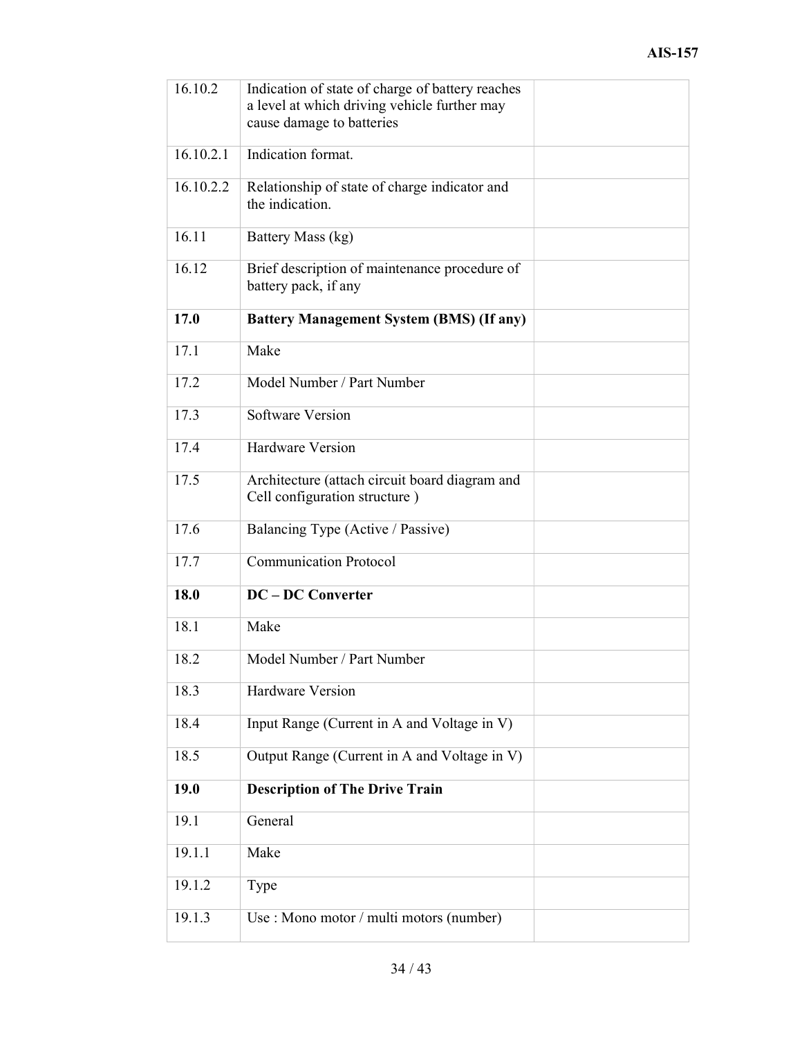| | | |
|---|---|---|
| 16.10.2 | Indication of state of charge of battery reaches a level at which driving vehicle further may cause damage to batteries | |
| 16.10.2.1 | Indication format. | |
| 16.10.2.2 | Relationship of state of charge indicator and the indication. | |
| 16.11 | Battery Mass (kg) | |
| 16.12 | Brief description of maintenance procedure of battery pack, if any | |
| **17.0** | **Battery Management System (BMS) (If any)** | |
| 17.1 | Make | |
| 17.2 | Model Number / Part Number | |
| 17.3 | Software Version | |
| 17.4 | Hardware Version | |
| 17.5 | Architecture (attach circuit board diagram and Cell configuration structure ) | |
| 17.6 | Balancing Type (Active / Passive) | |
| 17.7 | Communication Protocol | |
| **18.0** | **DC – DC Converter** | |
| 18.1 | Make | |
| 18.2 | Model Number / Part Number | |
| 18.3 | Hardware Version | |
| 18.4 | Input Range (Current in A and Voltage in V) | |
| 18.5 | Output Range (Current in A and Voltage in V) | |
| **19.0** | **Description of The Drive Train** | |
| 19.1 | General | |
| 19.1.1 | Make | |
| 19.1.2 | Type | |
| 19.1.3 | Use : Mono motor / multi motors (number) | |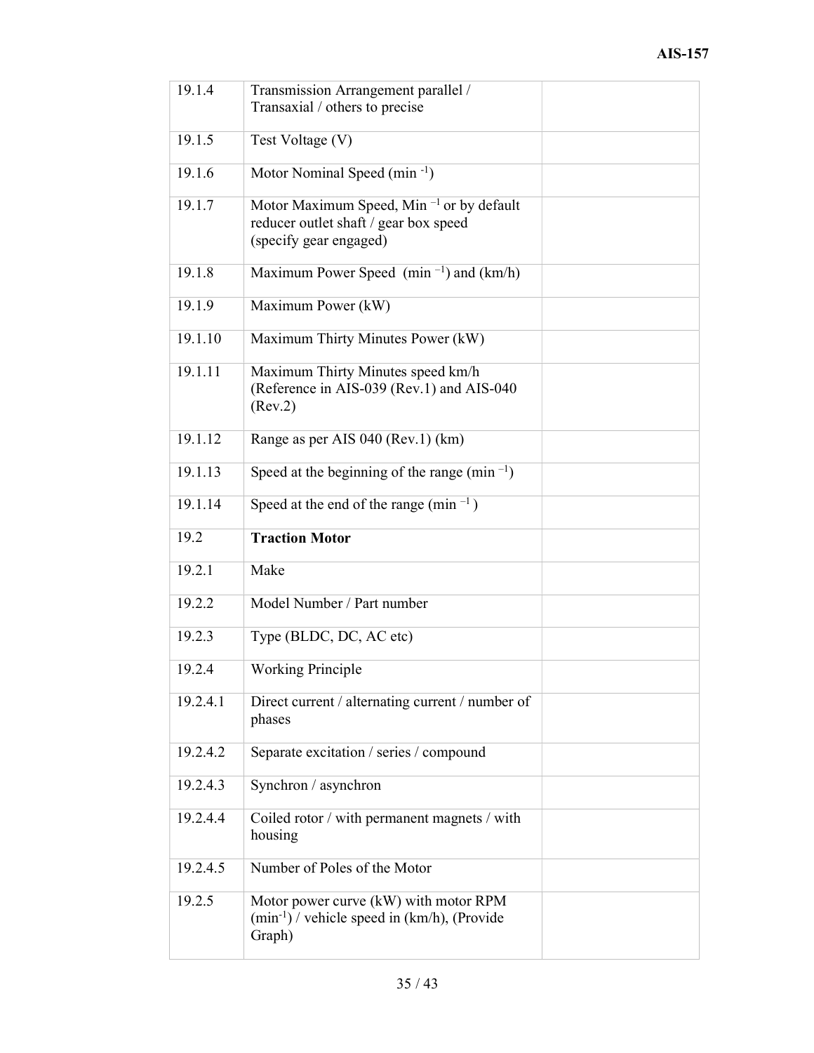| | | |
|---|---|---|
| 19.1.4 | Transmission Arrangement parallel / Transaxial / others to precise | |
| 19.1.5 | Test Voltage (V) | |
| 19.1.6 | Motor Nominal Speed ($min^{-1}$) | |
| 19.1.7 | Motor Maximum Speed, $Min^{-1}$ or by default reducer outlet shaft / gear box speed (specify gear engaged) | |
| 19.1.8 | Maximum Power Speed ($min^{-1}$) and (km/h) | |
| 19.1.9 | Maximum Power (kW) | |
| 19.1.10 | Maximum Thirty Minutes Power (kW) | |
| 19.1.11 | Maximum Thirty Minutes speed km/h (Reference in AIS-039 (Rev.1) and AIS-040 (Rev.2) | |
| 19.1.12 | Range as per AIS 040 (Rev.1) (km) | |
| 19.1.13 | Speed at the beginning of the range ($min^{-1}$) | |
| 19.1.14 | Speed at the end of the range ($min^{-1}$) | |
| 19.2 | **Traction Motor** | |
| 19.2.1 | Make | |
| 19.2.2 | Model Number / Part number | |
| 19.2.3 | Type (BLDC, DC, AC etc) | |
| 19.2.4 | Working Principle | |
| 19.2.4.1 | Direct current / alternating current / number of phases | |
| 19.2.4.2 | Separate excitation / series / compound | |
| 19.2.4.3 | Synchron / asynchron | |
| 19.2.4.4 | Coiled rotor / with permanent magnets / with housing | |
| 19.2.4.5 | Number of Poles of the Motor | |
| 19.2.5 | Motor power curve (kW) with motor RPM ($min^{-1}$) / vehicle speed in (km/h), (Provide Graph) | |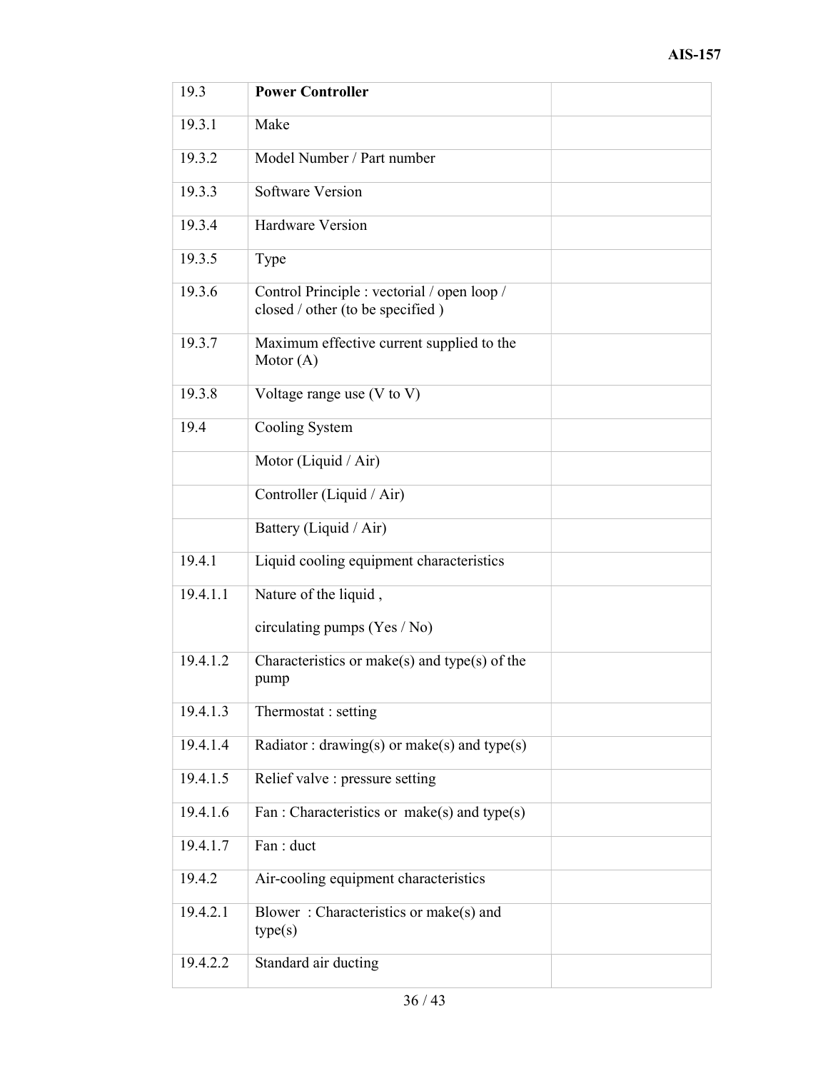| 19.3 | **Power Controller** | |
|---|---|---|
| 19.3.1 | Make | |
| 19.3.2 | Model Number / Part number | |
| 19.3.3 | Software Version | |
| 19.3.4 | Hardware Version | |
| 19.3.5 | Type | |
| 19.3.6 | Control Principle : vectorial / open loop / closed / other (to be specified ) | |
| 19.3.7 | Maximum effective current supplied to the Motor (A) | |
| 19.3.8 | Voltage range use (V to V) | |
| 19.4 | Cooling System | |
| | Motor (Liquid / Air) | |
| | Controller (Liquid / Air) | |
| | Battery (Liquid / Air) | |
| 19.4.1 | Liquid cooling equipment characteristics | |
| 19.4.1.1 | Nature of the liquid ,<br><br>circulating pumps (Yes / No) | |
| 19.4.1.2 | Characteristics or make(s) and type(s) of the pump | |
| 19.4.1.3 | Thermostat : setting | |
| 19.4.1.4 | Radiator : drawing(s) or make(s) and type(s) | |
| 19.4.1.5 | Relief valve : pressure setting | |
| 19.4.1.6 | Fan : Characteristics or make(s) and type(s) | |
| 19.4.1.7 | Fan : duct | |
| 19.4.2 | Air-cooling equipment characteristics | |
| 19.4.2.1 | Blower : Characteristics or make(s) and type(s) | |
| 19.4.2.2 | Standard air ducting | |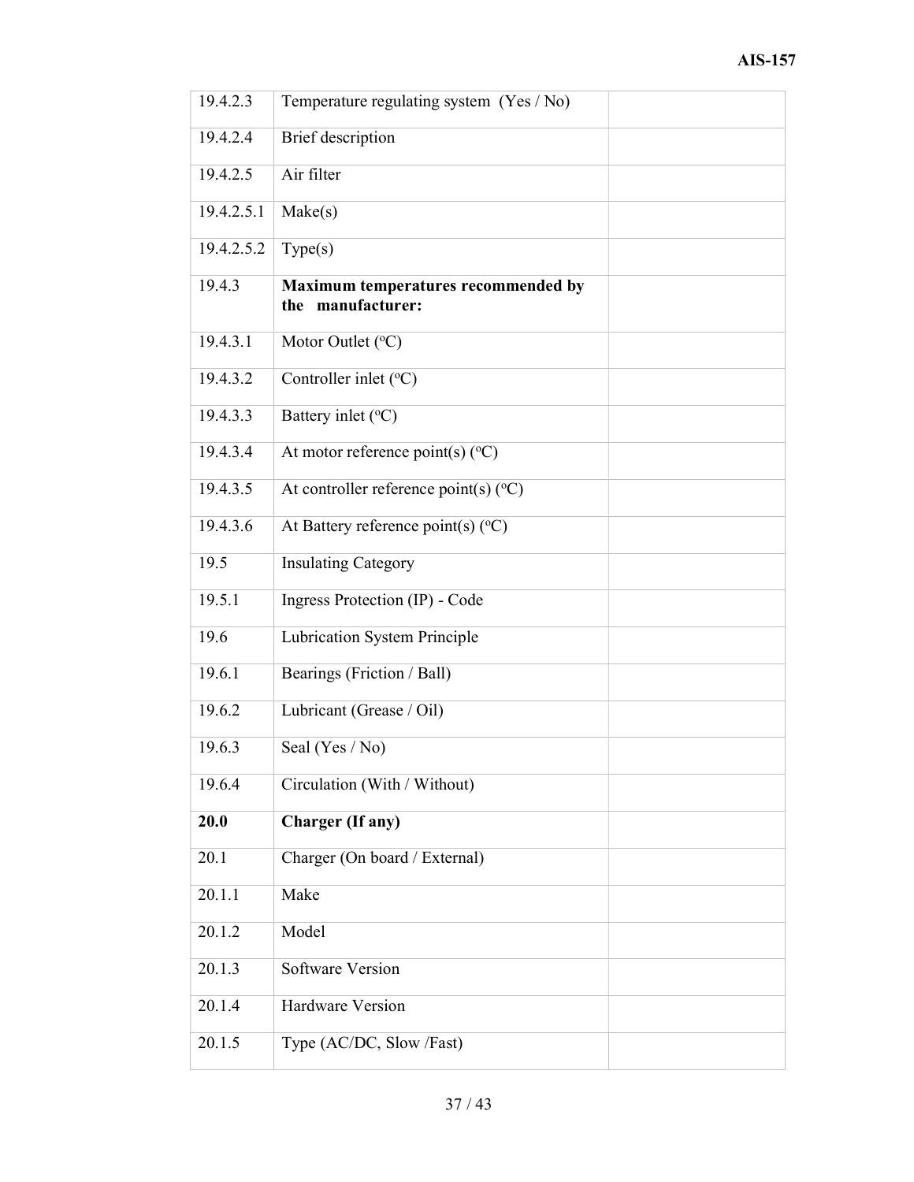| | | |
|---|---|---|
| 19.4.2.3 | Temperature regulating system (Yes / No) | |
| 19.4.2.4 | Brief description | |
| 19.4.2.5 | Air filter | |
| 19.4.2.5.1 | Make(s) | |
| 19.4.2.5.2 | Type(s) | |
| 19.4.3 | **Maximum temperatures recommended by the manufacturer:** | |
| 19.4.3.1 | Motor Outlet (°C) | |
| 19.4.3.2 | Controller inlet (°C) | |
| 19.4.3.3 | Battery inlet (°C) | |
| 19.4.3.4 | At motor reference point(s) (°C) | |
| 19.4.3.5 | At controller reference point(s) (°C) | |
| 19.4.3.6 | At Battery reference point(s) (°C) | |
| 19.5 | Insulating Category | |
| 19.5.1 | Ingress Protection (IP) - Code | |
| 19.6 | Lubrication System Principle | |
| 19.6.1 | Bearings (Friction / Ball) | |
| 19.6.2 | Lubricant (Grease / Oil) | |
| 19.6.3 | Seal (Yes / No) | |
| 19.6.4 | Circulation (With / Without) | |
| **20.0** | **Charger (If any)** | |
| 20.1 | Charger (On board / External) | |
| 20.1.1 | Make | |
| 20.1.2 | Model | |
| 20.1.3 | Software Version | |
| 20.1.4 | Hardware Version | |
| 20.1.5 | Type (AC/DC, Slow /Fast) | |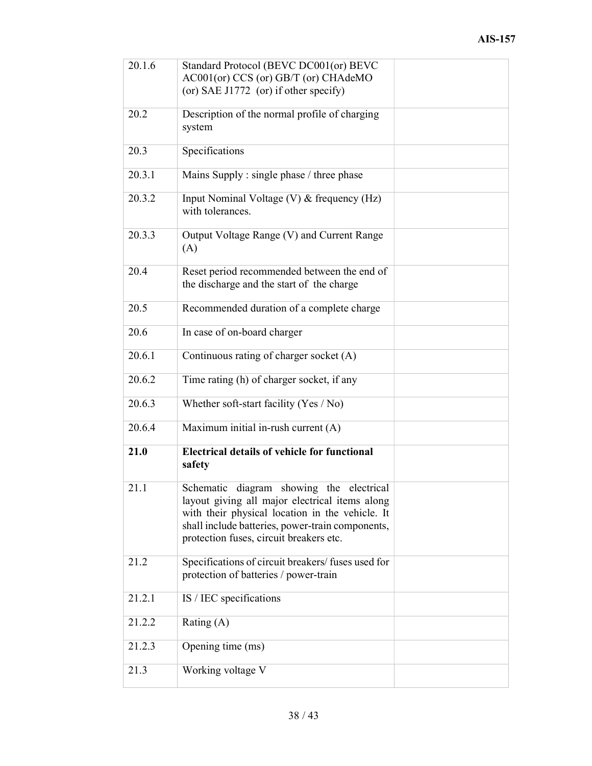| | | |
|---|---|---|
| 20.1.6 | Standard Protocol (BEVC DC001(or) BEVC AC001(or) CCS (or) GB/T (or) CHAdeMO (or) SAE J1772 (or) if other specify) | |
| 20.2 | Description of the normal profile of charging system | |
| 20.3 | Specifications | |
| 20.3.1 | Mains Supply : single phase / three phase | |
| 20.3.2 | Input Nominal Voltage (V) & frequency (Hz) with tolerances. | |
| 20.3.3 | Output Voltage Range (V) and Current Range (A) | |
| 20.4 | Reset period recommended between the end of the discharge and the start of the charge | |
| 20.5 | Recommended duration of a complete charge | |
| 20.6 | In case of on-board charger | |
| 20.6.1 | Continuous rating of charger socket (A) | |
| 20.6.2 | Time rating (h) of charger socket, if any | |
| 20.6.3 | Whether soft-start facility (Yes / No) | |
| 20.6.4 | Maximum initial in-rush current (A) | |
| **21.0** | **Electrical details of vehicle for functional safety** | |
| 21.1 | Schematic diagram showing the electrical layout giving all major electrical items along with their physical location in the vehicle. It shall include batteries, power-train components, protection fuses, circuit breakers etc. | |
| 21.2 | Specifications of circuit breakers/ fuses used for protection of batteries / power-train | |
| 21.2.1 | IS / IEC specifications | |
| 21.2.2 | Rating (A) | |
| 21.2.3 | Opening time (ms) | |
| 21.3 | Working voltage V | |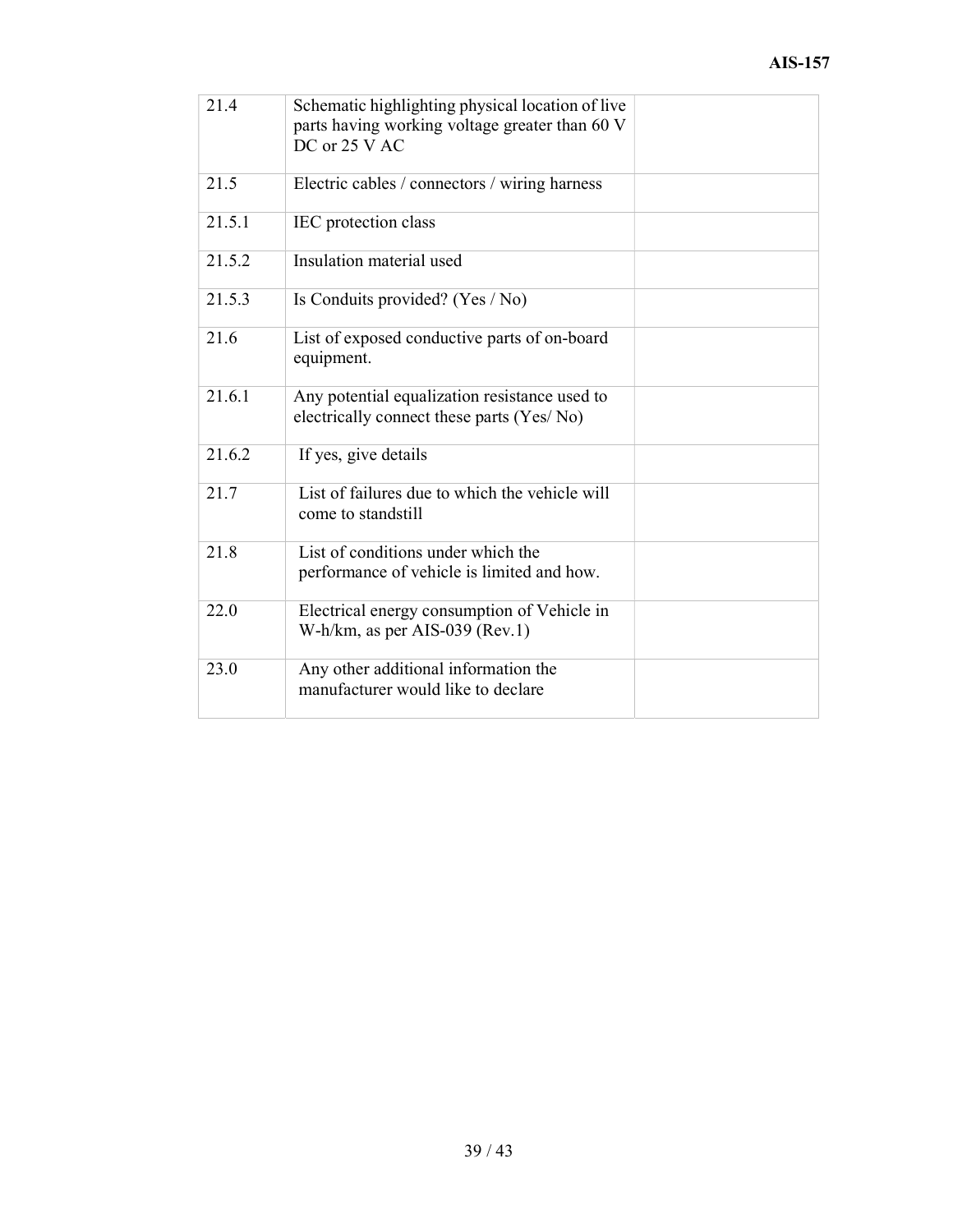| | | |
|---|---|---|
| 21.4 | Schematic highlighting physical location of live parts having working voltage greater than 60 V DC or 25 V AC | |
| 21.5 | Electric cables / connectors / wiring harness | |
| 21.5.1 | IEC protection class | |
| 21.5.2 | Insulation material used | |
| 21.5.3 | Is Conduits provided? (Yes / No) | |
| 21.6 | List of exposed conductive parts of on-board equipment. | |
| 21.6.1 | Any potential equalization resistance used to electrically connect these parts (Yes/ No) | |
| 21.6.2 | If yes, give details | |
| 21.7 | List of failures due to which the vehicle will come to standstill | |
| 21.8 | List of conditions under which the performance of vehicle is limited and how. | |
| 22.0 | Electrical energy consumption of Vehicle in W-h/km, as per AIS-039 (Rev.1) | |
| 23.0 | Any other additional information the manufacturer would like to declare | |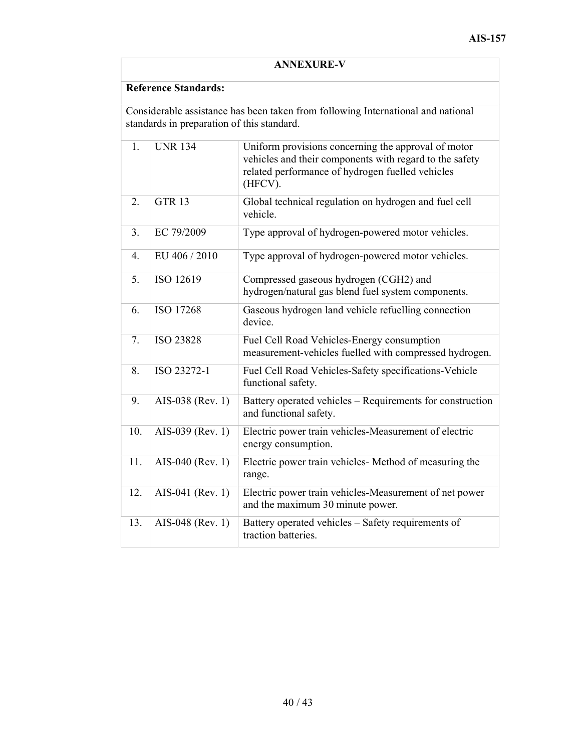## ANNEXURE-V

**Reference Standards:**

Considerable assistance has been taken from following International and national standards in preparation of this standard.

| | | |
|---|---|---|
| 1. | UNR 134 | Uniform provisions concerning the approval of motor vehicles and their components with regard to the safety related performance of hydrogen fuelled vehicles (HFCV). |
| 2. | GTR 13 | Global technical regulation on hydrogen and fuel cell vehicle. |
| 3. | EC 79/2009 | Type approval of hydrogen-powered motor vehicles. |
| 4. | EU 406 / 2010 | Type approval of hydrogen-powered motor vehicles. |
| 5. | ISO 12619 | Compressed gaseous hydrogen (CGH2) and hydrogen/natural gas blend fuel system components. |
| 6. | ISO 17268 | Gaseous hydrogen land vehicle refuelling connection device. |
| 7. | ISO 23828 | Fuel Cell Road Vehicles-Energy consumption measurement-vehicles fuelled with compressed hydrogen. |
| 8. | ISO 23272-1 | Fuel Cell Road Vehicles-Safety specifications-Vehicle functional safety. |
| 9. | AIS-038 (Rev. 1) | Battery operated vehicles – Requirements for construction and functional safety. |
| 10. | AIS-039 (Rev. 1) | Electric power train vehicles-Measurement of electric energy consumption. |
| 11. | AIS-040 (Rev. 1) | Electric power train vehicles- Method of measuring the range. |
| 12. | AIS-041 (Rev. 1) | Electric power train vehicles-Measurement of net power and the maximum 30 minute power. |
| 13. | AIS-048 (Rev. 1) | Battery operated vehicles – Safety requirements of traction batteries. |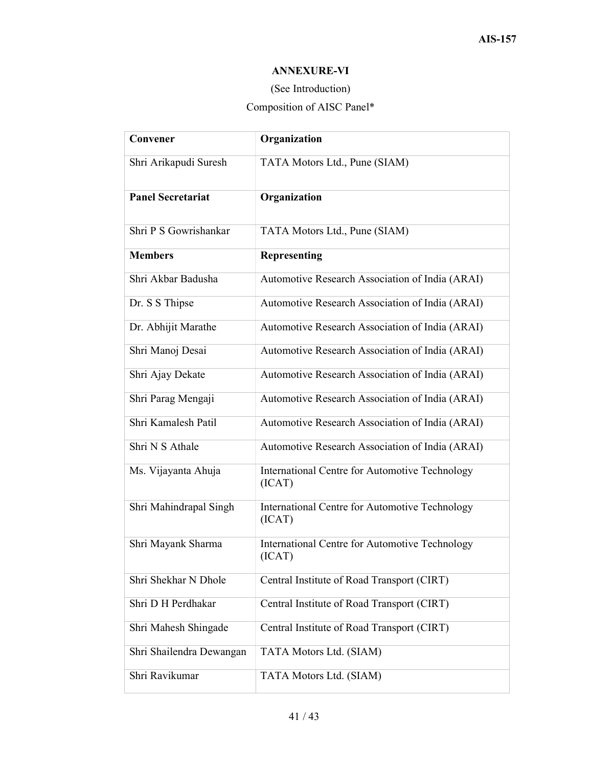## ANNEXURE-VI

(See Introduction)

Composition of AISC Panel*

| **Convener** | **Organization** |
|---|---|
| Shri Arikapudi Suresh | TATA Motors Ltd., Pune (SIAM) |
| **Panel Secretariat** | **Organization** |
| Shri P S Gowrishankar | TATA Motors Ltd., Pune (SIAM) |
| **Members** | **Representing** |
| Shri Akbar Badusha | Automotive Research Association of India (ARAI) |
| Dr. S S Thipse | Automotive Research Association of India (ARAI) |
| Dr. Abhijit Marathe | Automotive Research Association of India (ARAI) |
| Shri Manoj Desai | Automotive Research Association of India (ARAI) |
| Shri Ajay Dekate | Automotive Research Association of India (ARAI) |
| Shri Parag Mengaji | Automotive Research Association of India (ARAI) |
| Shri Kamalesh Patil | Automotive Research Association of India (ARAI) |
| Shri N S Athale | Automotive Research Association of India (ARAI) |
| Ms. Vijayanta Ahuja | International Centre for Automotive Technology (ICAT) |
| Shri Mahindrapal Singh | International Centre for Automotive Technology (ICAT) |
| Shri Mayank Sharma | International Centre for Automotive Technology (ICAT) |
| Shri Shekhar N Dhole | Central Institute of Road Transport (CIRT) |
| Shri D H Perdhakar | Central Institute of Road Transport (CIRT) |
| Shri Mahesh Shingade | Central Institute of Road Transport (CIRT) |
| Shri Shailendra Dewangan | TATA Motors Ltd. (SIAM) |
| Shri Ravikumar | TATA Motors Ltd. (SIAM) |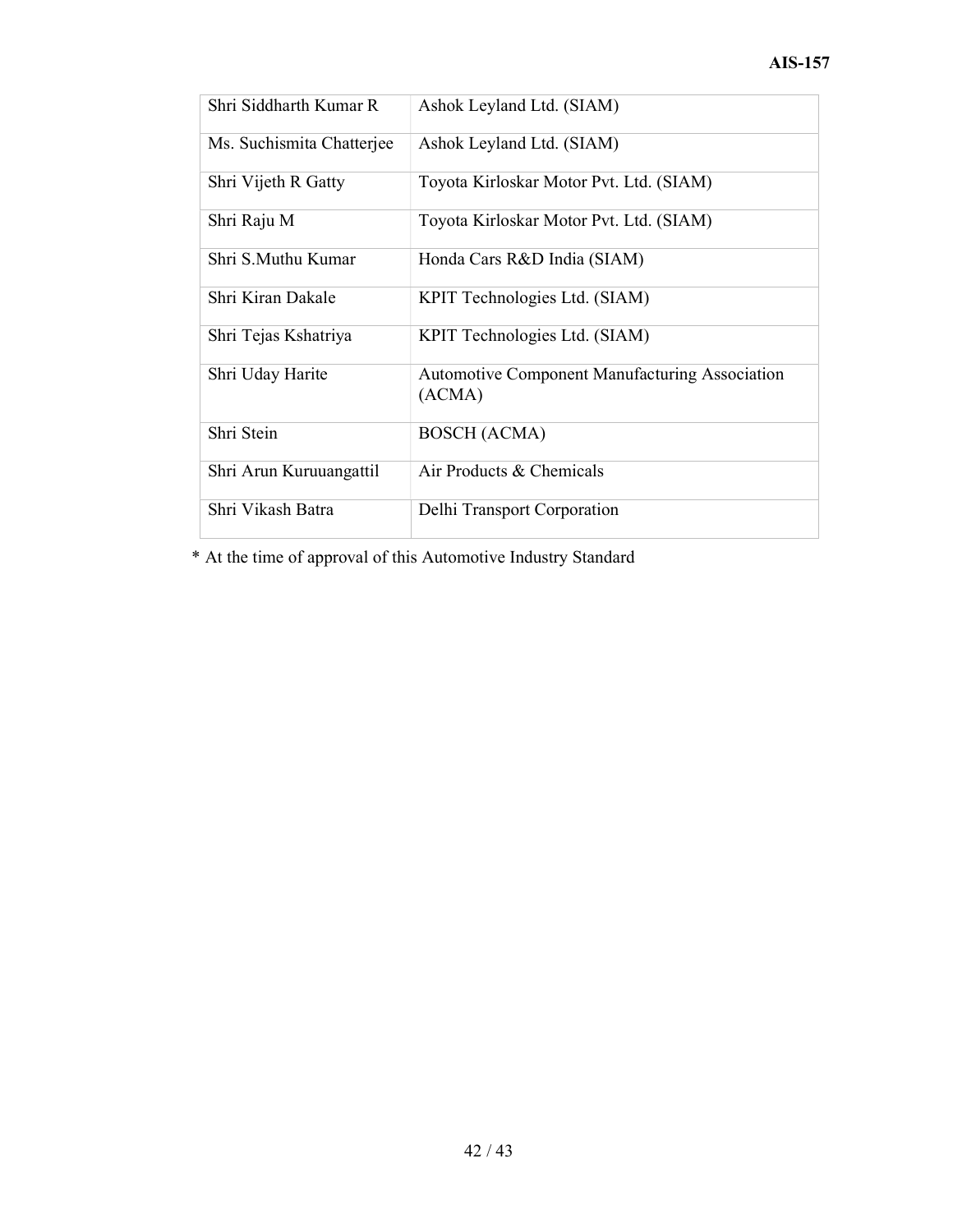| | |
|---|---|
| Shri Siddharth Kumar R | Ashok Leyland Ltd. (SIAM) |
| Ms. Suchismita Chatterjee | Ashok Leyland Ltd. (SIAM) |
| Shri Vijeth R Gatty | Toyota Kirloskar Motor Pvt. Ltd. (SIAM) |
| Shri Raju M | Toyota Kirloskar Motor Pvt. Ltd. (SIAM) |
| Shri S.Muthu Kumar | Honda Cars R&D India (SIAM) |
| Shri Kiran Dakale | KPIT Technologies Ltd. (SIAM) |
| Shri Tejas Kshatriya | KPIT Technologies Ltd. (SIAM) |
| Shri Uday Harite | Automotive Component Manufacturing Association (ACMA) |
| Shri Stein | BOSCH (ACMA) |
| Shri Arun Kuruuangattil | Air Products & Chemicals |
| Shri Vikash Batra | Delhi Transport Corporation |

* At the time of approval of this Automotive Industry Standard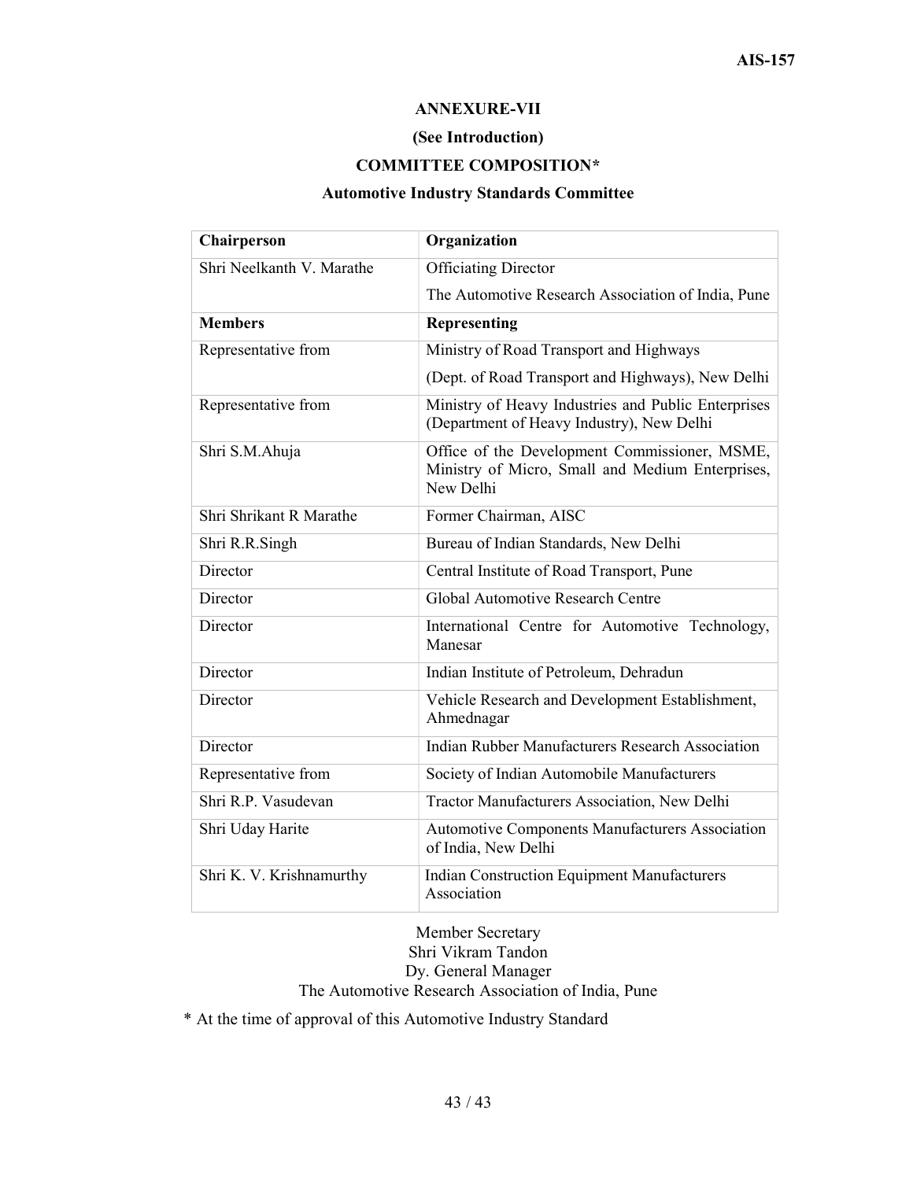## ANNEXURE-VII

**(See Introduction)**

**COMMITTEE COMPOSITION***

**Automotive Industry Standards Committee**

| **Chairperson** | **Organization** |
|---|---|
| Shri Neelkanth V. Marathe | Officiating Director<br>The Automotive Research Association of India, Pune |
| **Members** | **Representing** |
| Representative from | Ministry of Road Transport and Highways<br>(Dept. of Road Transport and Highways), New Delhi |
| Representative from | Ministry of Heavy Industries and Public Enterprises (Department of Heavy Industry), New Delhi |
| Shri S.M.Ahuja | Office of the Development Commissioner, MSME, Ministry of Micro, Small and Medium Enterprises, New Delhi |
| Shri Shrikant R Marathe | Former Chairman, AISC |
| Shri R.R.Singh | Bureau of Indian Standards, New Delhi |
| Director | Central Institute of Road Transport, Pune |
| Director | Global Automotive Research Centre |
| Director | International Centre for Automotive Technology, Manesar |
| Director | Indian Institute of Petroleum, Dehradun |
| Director | Vehicle Research and Development Establishment, Ahmednagar |
| Director | Indian Rubber Manufacturers Research Association |
| Representative from | Society of Indian Automobile Manufacturers |
| Shri R.P. Vasudevan | Tractor Manufacturers Association, New Delhi |
| Shri Uday Harite | Automotive Components Manufacturers Association of India, New Delhi |
| Shri K. V. Krishnamurthy | Indian Construction Equipment Manufacturers Association |

Member Secretary
Shri Vikram Tandon
Dy. General Manager
The Automotive Research Association of India, Pune

* At the time of approval of this Automotive Industry Standard